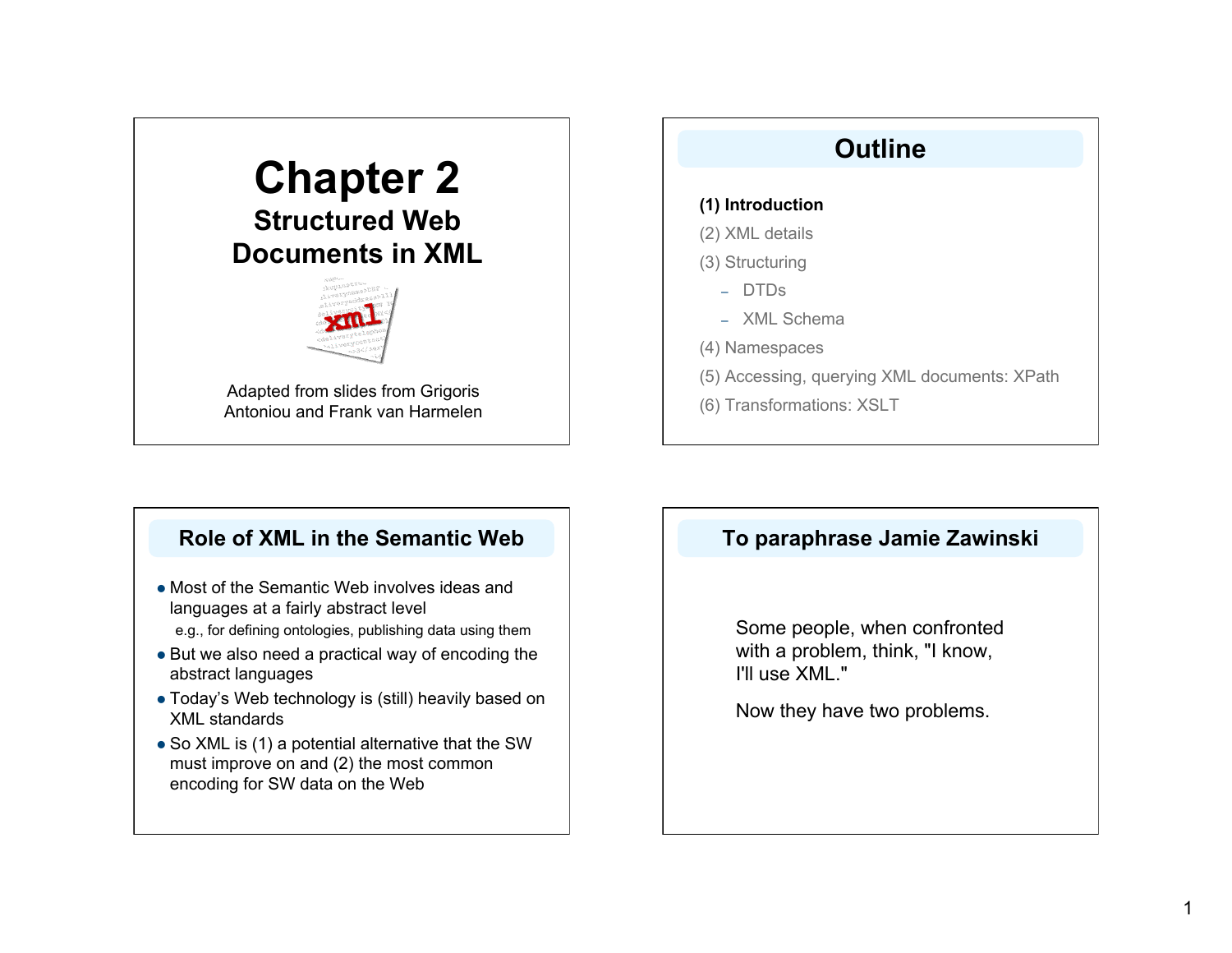# Chapter 2

## Structured Web Documents in XML

Adapted from slides from Grigoris Antoniou and Frank van Harmelen

## Outline

**(1) Introduction**

(2) XML details

(3) Structuring

- DTDs
- XML Schema

(4) Namespaces

(5) Accessing, querying XML documents: XPath

(6) Transformations: XSLT

## Role of XML in the Semantic Web

- Most of the Semantic Web involves ideas and languages at a fairly abstract level
  e.g., for defining ontologies, publishing data using them
- But we also need a practical way of encoding the abstract languages
- Today's Web technology is (still) heavily based on XML standards
- So XML is (1) a potential alternative that the SW must improve on and (2) the most common encoding for SW data on the Web

## To paraphrase Jamie Zawinski

Some people, when confronted with a problem, think, "I know, I'll use XML."

Now they have two problems.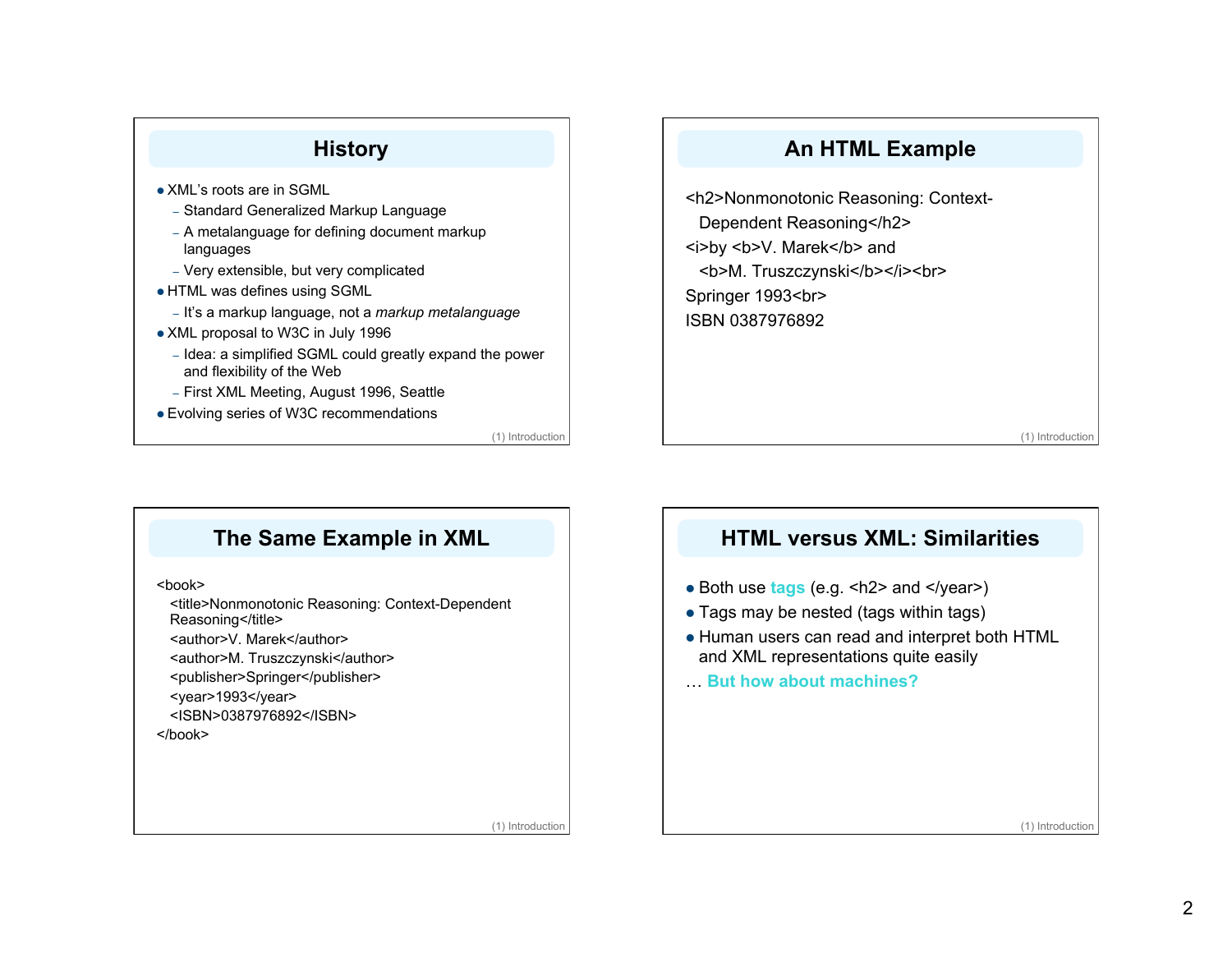## History

- XML's roots are in SGML
  - Standard Generalized Markup Language
  - A metalanguage for defining document markup languages
  - Very extensible, but very complicated
- HTML was defines using SGML
  - It's a markup language, not a *markup metalanguage*
- XML proposal to W3C in July 1996
  - Idea: a simplified SGML could greatly expand the power and flexibility of the Web
  - First XML Meeting, August 1996, Seattle
- Evolving series of W3C recommendations

## An HTML Example

```
<h2>Nonmonotonic Reasoning: Context-
  Dependent Reasoning</h2>
<i>by <b>V. Marek</b> and
  <b>M. Truszczynski</b></i><br>
Springer 1993<br>
ISBN 0387976892
```

## The Same Example in XML

```
<book>
  <title>Nonmonotonic Reasoning: Context-Dependent
  Reasoning</title>
  <author>V. Marek</author>
  <author>M. Truszczynski</author>
  <publisher>Springer</publisher>
  <year>1993</year>
  <ISBN>0387976892</ISBN>
</book>
```

## HTML versus XML: Similarities

- Both use **tags** (e.g. <h2> and </year>)
- Tags may be nested (tags within tags)
- Human users can read and interpret both HTML and XML representations quite easily

… **But how about machines?**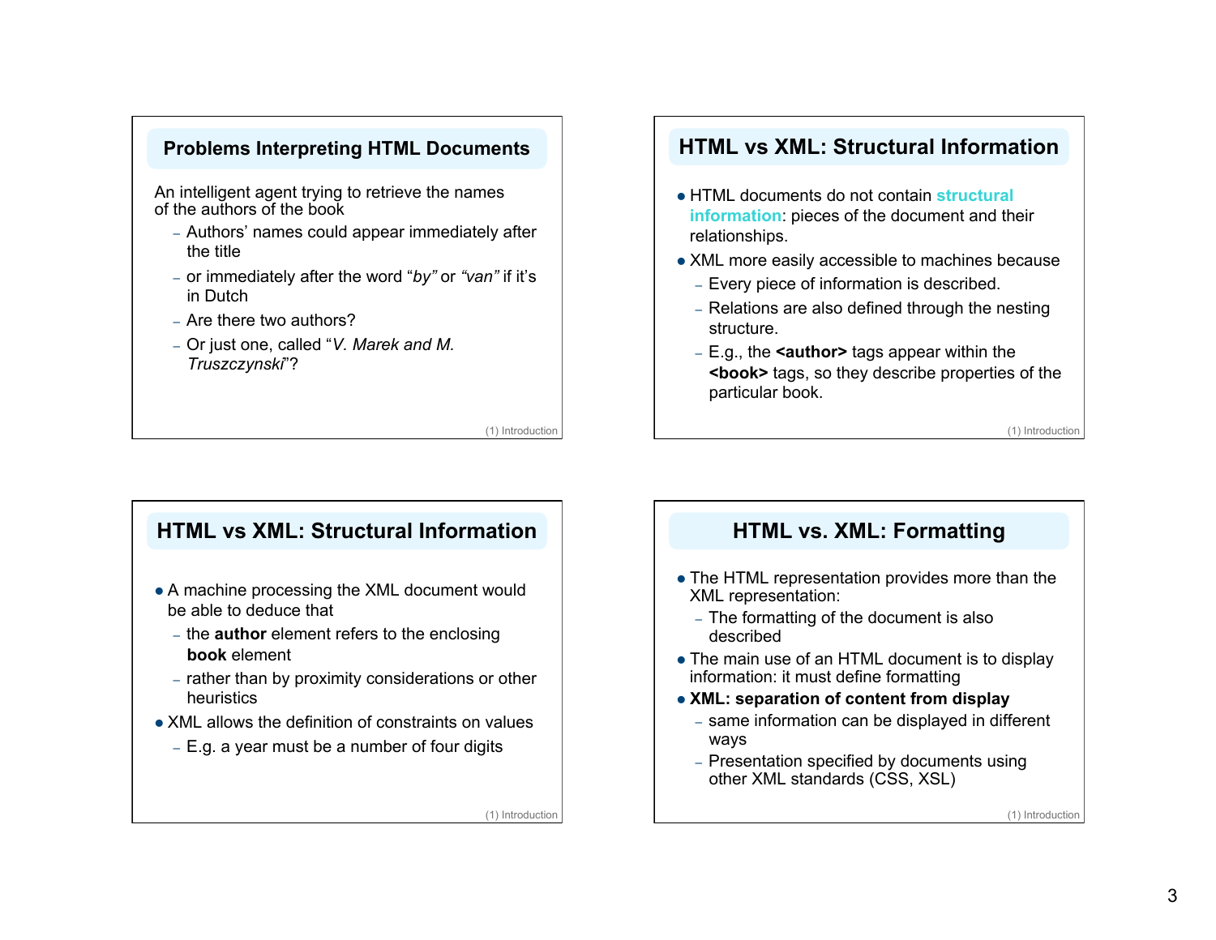## Problems Interpreting HTML Documents

An intelligent agent trying to retrieve the names of the authors of the book

- Authors' names could appear immediately after the title
- or immediately after the word "*by*" or *"van"* if it's in Dutch
- Are there two authors?
- Or just one, called "*V. Marek and M. Truszczynski*"?

## HTML vs XML: Structural Information

- HTML documents do not contain **structural information**: pieces of the document and their relationships.
- XML more easily accessible to machines because
  - Every piece of information is described.
  - Relations are also defined through the nesting structure.
  - E.g., the **<author>** tags appear within the **<book>** tags, so they describe properties of the particular book.

## HTML vs XML: Structural Information

- A machine processing the XML document would be able to deduce that
  - the **author** element refers to the enclosing **book** element
  - rather than by proximity considerations or other heuristics
- XML allows the definition of constraints on values
  - E.g. a year must be a number of four digits

## HTML vs. XML: Formatting

- The HTML representation provides more than the XML representation:
  - The formatting of the document is also described
- The main use of an HTML document is to display information: it must define formatting
- **XML: separation of content from display**
  - same information can be displayed in different ways
  - Presentation specified by documents using other XML standards (CSS, XSL)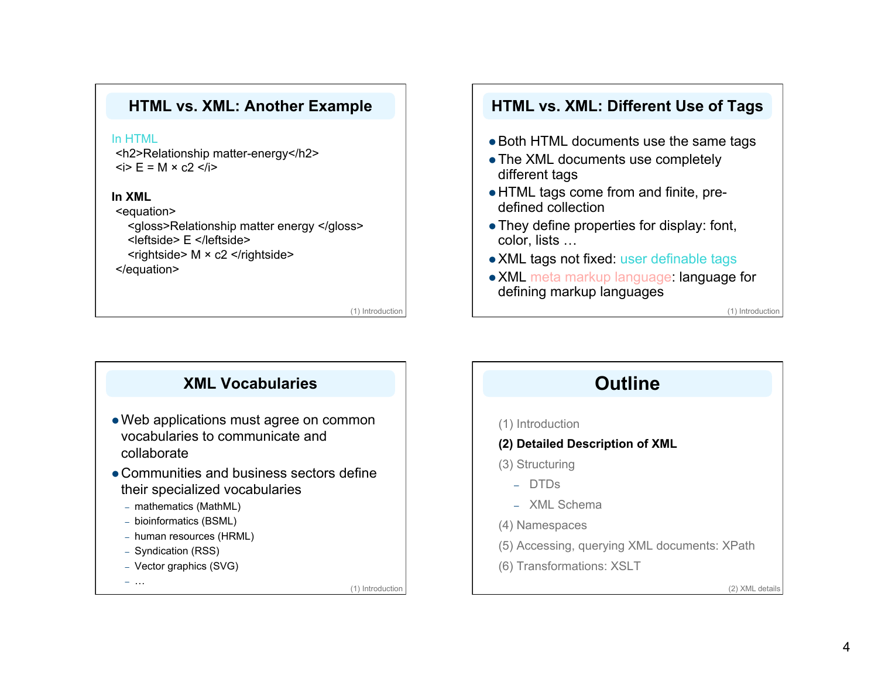## HTML vs. XML: Another Example

In HTML

```
<h2>Relationship matter-energy</h2>
<i> E = M × c2 </i>
```

**In XML**

```
<equation>
   <gloss>Relationship matter energy </gloss>
   <leftside> E </leftside>
   <rightside> M × c2 </rightside>
</equation>
```

## HTML vs. XML: Different Use of Tags

- Both HTML documents use the same tags
- The XML documents use completely different tags
- HTML tags come from and finite, pre-defined collection
- They define properties for display: font, color, lists …
- XML tags not fixed: user definable tags
- XML meta markup language: language for defining markup languages

## XML Vocabularies

- Web applications must agree on common vocabularies to communicate and collaborate
- Communities and business sectors define their specialized vocabularies
  - mathematics (MathML)
  - bioinformatics (BSML)
  - human resources (HRML)
  - Syndication (RSS)
  - Vector graphics (SVG)
  - …

## Outline

(1) Introduction

**(2) Detailed Description of XML**

(3) Structuring
- DTDs
- XML Schema

(4) Namespaces

(5) Accessing, querying XML documents: XPath

(6) Transformations: XSLT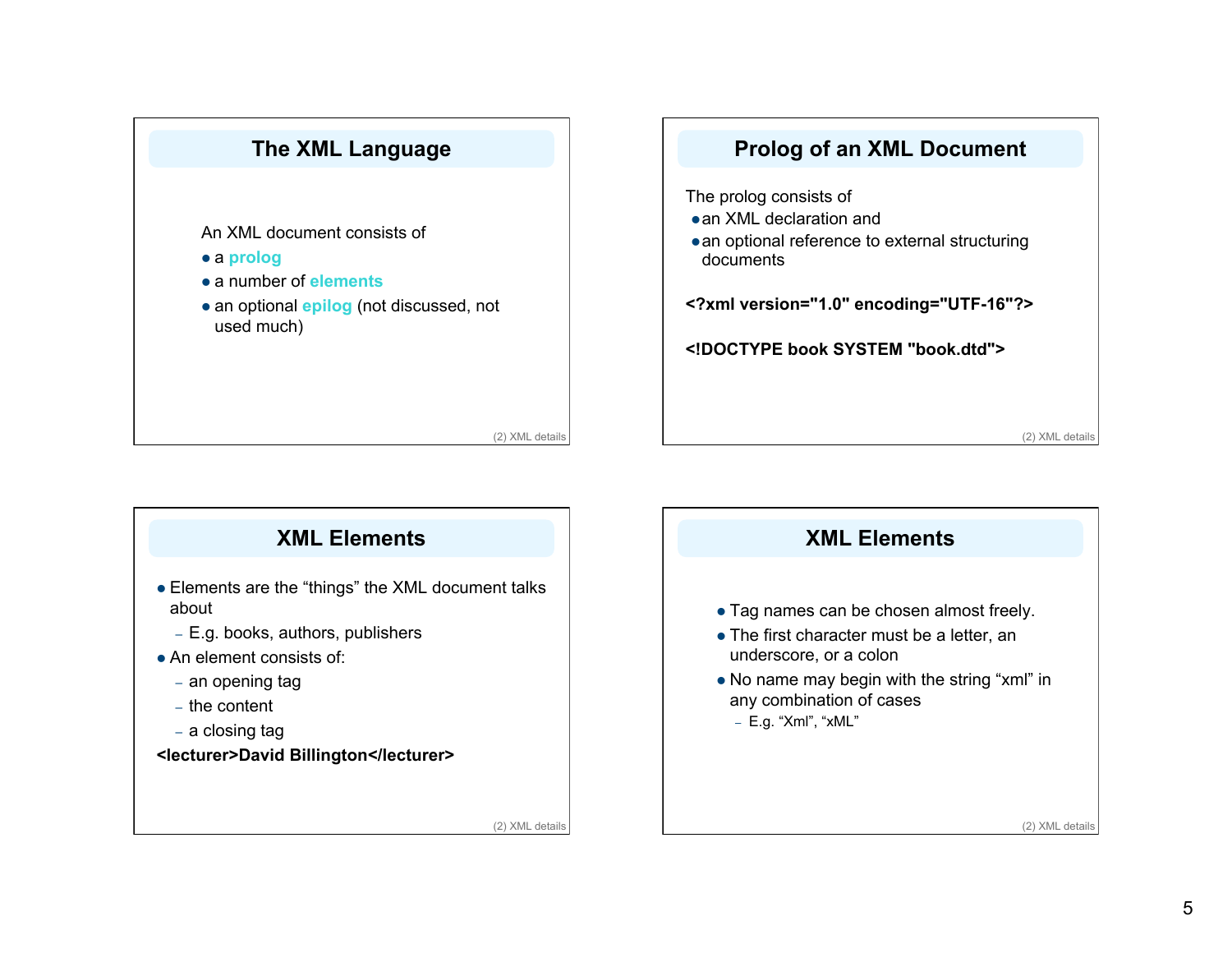## The XML Language

An XML document consists of

- a **prolog**
- a number of **elements**
- an optional **epilog** (not discussed, not used much)

## Prolog of an XML Document

The prolog consists of

- an XML declaration and
- an optional reference to external structuring documents

**<?xml version="1.0" encoding="UTF-16"?>**

**<!DOCTYPE book SYSTEM "book.dtd">**

## XML Elements

- Elements are the "things" the XML document talks about
  - E.g. books, authors, publishers
- An element consists of:
  - an opening tag
  - the content
  - a closing tag

**<lecturer>David Billington</lecturer>**

## XML Elements

- Tag names can be chosen almost freely.
- The first character must be a letter, an underscore, or a colon
- No name may begin with the string "xml" in any combination of cases
  - E.g. "Xml", "xML"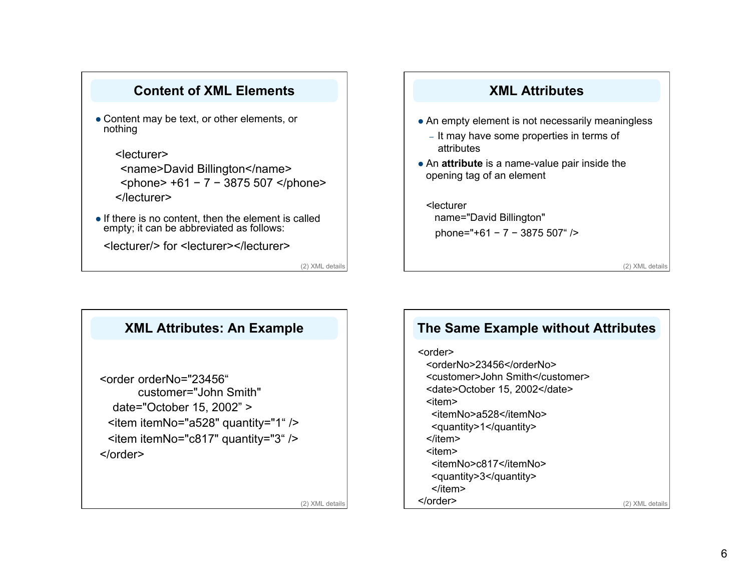## Content of XML Elements

- Content may be text, or other elements, or nothing

```
<lecturer>
  <name>David Billington</name>
  <phone> +61 − 7 − 3875 507 </phone>
</lecturer>
```

- If there is no content, then the element is called empty; it can be abbreviated as follows:

`<lecturer/>` for `<lecturer></lecturer>`

## XML Attributes

- An empty element is not necessarily meaningless
  - It may have some properties in terms of attributes
- An **attribute** is a name-value pair inside the opening tag of an element

```
<lecturer
  name="David Billington"
  phone="+61 − 7 − 3875 507“ />
```

## XML Attributes: An Example

```
<order orderNo="23456“
          customer="John Smith"
    date="October 15, 2002” >
  <item itemNo="a528" quantity="1“ />
  <item itemNo="c817" quantity="3“ />
</order>
```

## The Same Example without Attributes

```
<order>
  <orderNo>23456</orderNo>
  <customer>John Smith</customer>
  <date>October 15, 2002</date>
  <item>
    <itemNo>a528</itemNo>
    <quantity>1</quantity>
  </item>
  <item>
    <itemNo>c817</itemNo>
    <quantity>3</quantity>
    </item>
</order>
```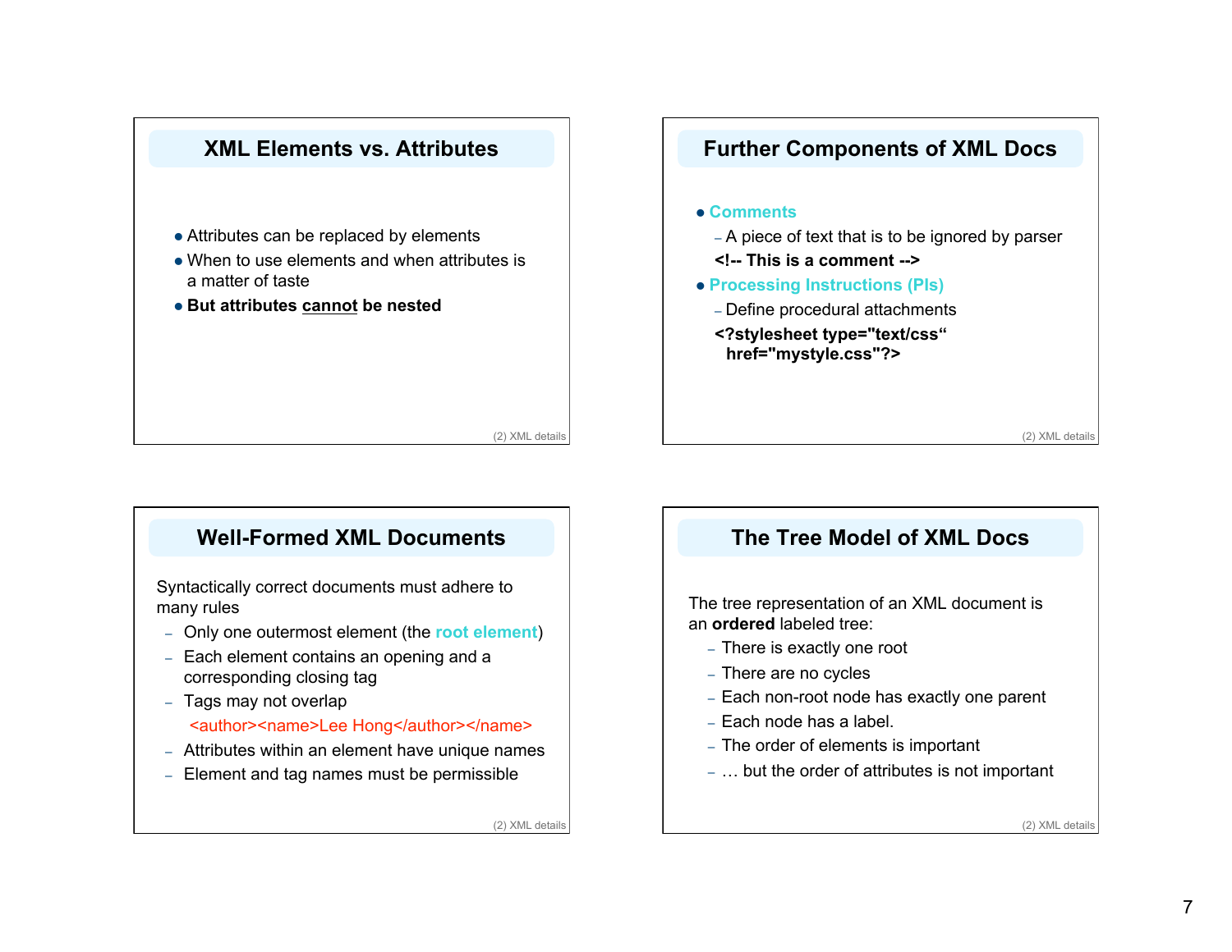## XML Elements vs. Attributes

- Attributes can be replaced by elements
- When to use elements and when attributes is a matter of taste
- **But attributes cannot be nested**

## Further Components of XML Docs

- **Comments**
  - A piece of text that is to be ignored by parser

  **<!-- This is a comment -->**
- **Processing Instructions (PIs)**
  - Define procedural attachments

  **<?stylesheet type="text/css“ href="mystyle.css"?>**

## Well-Formed XML Documents

Syntactically correct documents must adhere to many rules

- Only one outermost element (the **root element**)
- Each element contains an opening and a corresponding closing tag
- Tags may not overlap

  <author><name>Lee Hong</author></name>
- Attributes within an element have unique names
- Element and tag names must be permissible

## The Tree Model of XML Docs

The tree representation of an XML document is an **ordered** labeled tree:

- There is exactly one root
- There are no cycles
- Each non-root node has exactly one parent
- Each node has a label.
- The order of elements is important
- … but the order of attributes is not important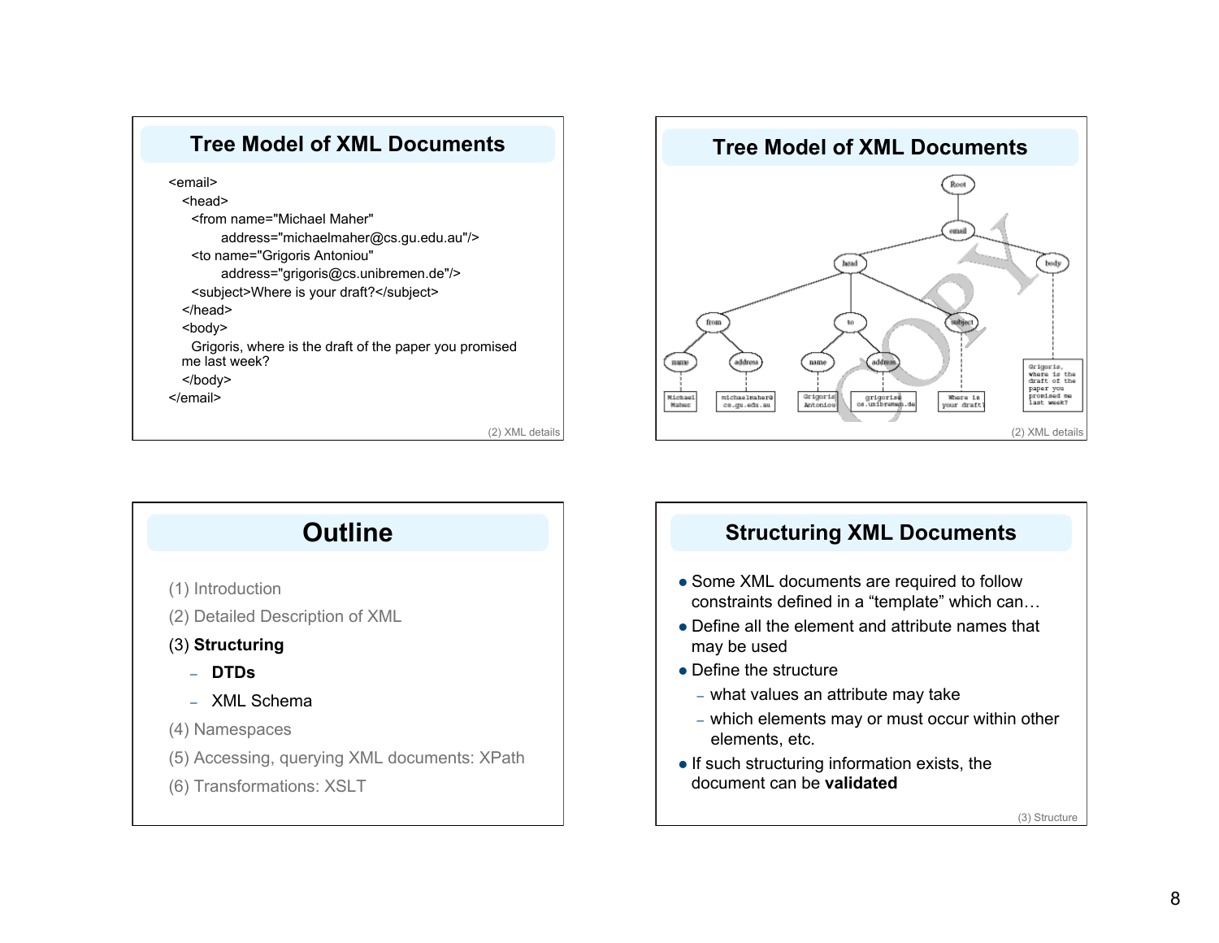## Tree Model of XML Documents

```
<email>
  <head>
    <from name="Michael Maher"
          address="michaelmaher@cs.gu.edu.au"/>
    <to name="Grigoris Antoniou"
          address="grigoris@cs.unibremen.de"/>
    <subject>Where is your draft?</subject>
  </head>
  <body>
    Grigoris, where is the draft of the paper you promised
  me last week?
  </body>
</email>
```

(2) XML details

## Tree Model of XML Documents

Root
- email
  - head
    - from
      - name: Michael Maher
      - address: michaelmaher@cs.gu.edu.au
    - to
      - name: Grigoris Antoniou
      - address: grigoris@cs.unibremen.de
    - subject: Where is your draft?
  - body: Grigoris, where is the draft of the paper you promised me last week?

(2) XML details

## Outline

(1) Introduction

(2) Detailed Description of XML

(3) **Structuring**

- **DTDs**
- XML Schema

(4) Namespaces

(5) Accessing, querying XML documents: XPath

(6) Transformations: XSLT

## Structuring XML Documents

- Some XML documents are required to follow constraints defined in a “template” which can…
- Define all the element and attribute names that may be used
- Define the structure
  - what values an attribute may take
  - which elements may or must occur within other elements, etc.
- If such structuring information exists, the document can be **validated**

(3) Structure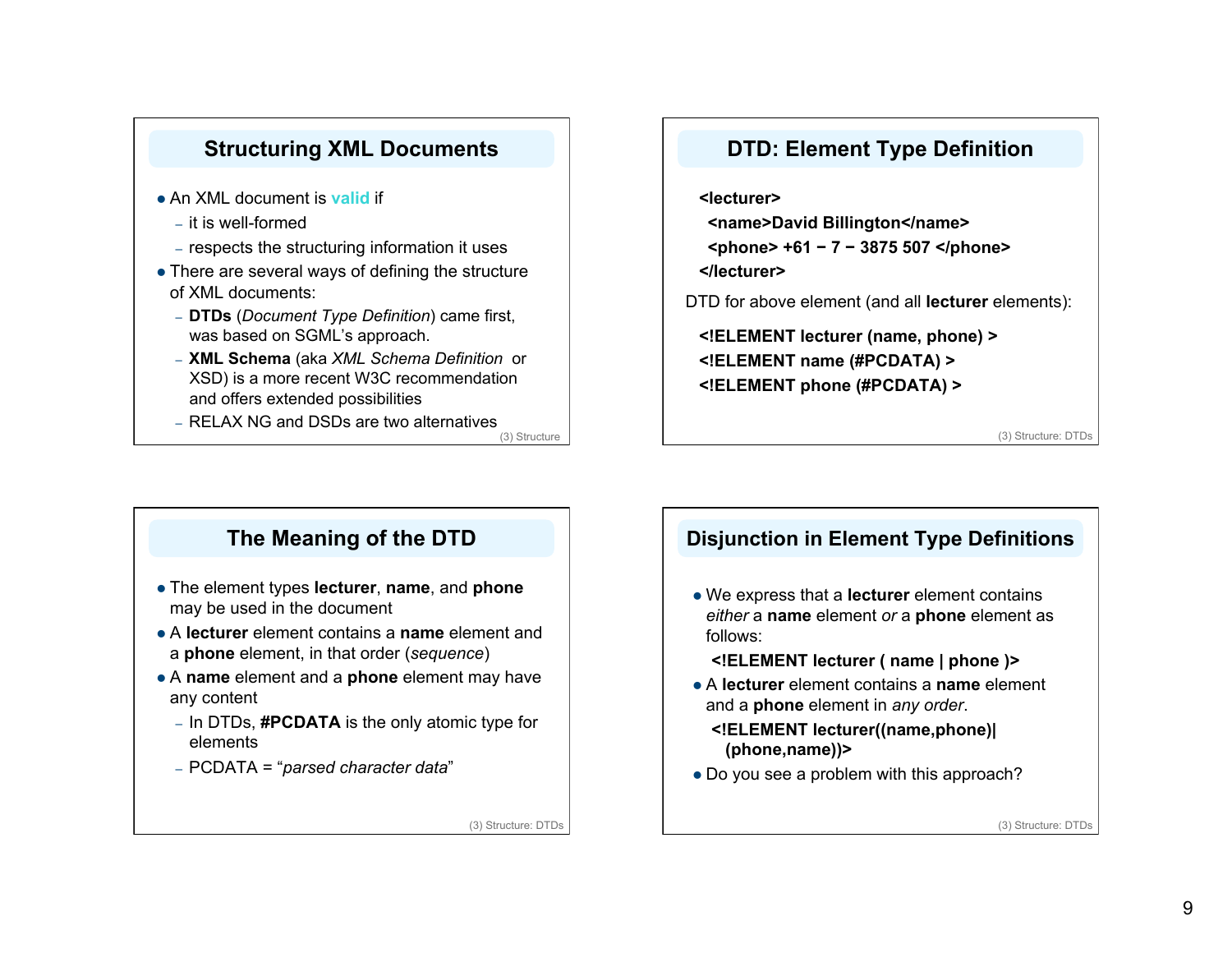## Structuring XML Documents

- An XML document is **valid** if
  - it is well-formed
  - respects the structuring information it uses
- There are several ways of defining the structure of XML documents:
  - **DTDs** (*Document Type Definition*) came first, was based on SGML's approach.
  - **XML Schema** (aka *XML Schema Definition* or XSD) is a more recent W3C recommendation and offers extended possibilities
  - RELAX NG and DSDs are two alternatives

## DTD: Element Type Definition

```
<lecturer>
  <name>David Billington</name>
  <phone> +61 − 7 − 3875 507 </phone>
</lecturer>
```

DTD for above element (and all **lecturer** elements):

```
<!ELEMENT lecturer (name, phone) >
<!ELEMENT name (#PCDATA) >
<!ELEMENT phone (#PCDATA) >
```

## The Meaning of the DTD

- The element types **lecturer**, **name**, and **phone** may be used in the document
- A **lecturer** element contains a **name** element and a **phone** element, in that order (*sequence*)
- A **name** element and a **phone** element may have any content
  - In DTDs, **#PCDATA** is the only atomic type for elements
  - PCDATA = "*parsed character data*"

## Disjunction in Element Type Definitions

- We express that a **lecturer** element contains *either* a **name** element *or* a **phone** element as follows:

  **<!ELEMENT lecturer ( name | phone )>**

- A **lecturer** element contains a **name** element and a **phone** element in *any order*.

  **<!ELEMENT lecturer((name,phone)| (phone,name))>**

- Do you see a problem with this approach?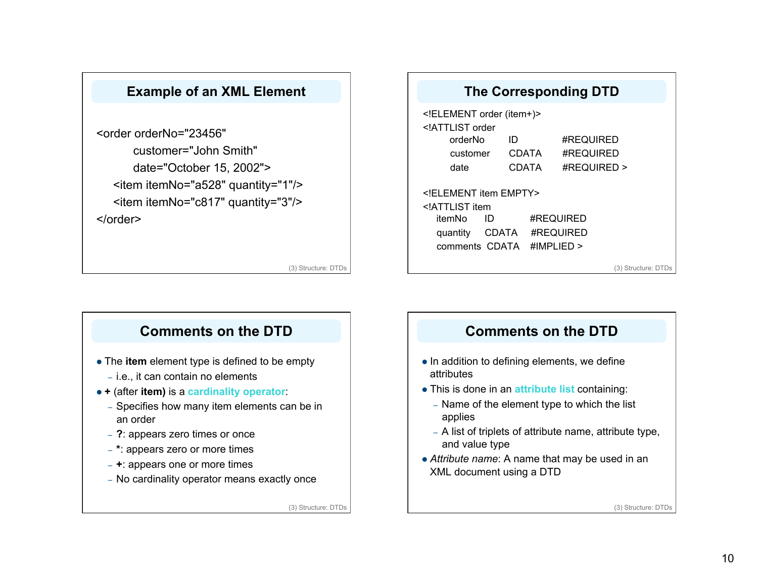## Example of an XML Element

```
<order orderNo="23456"
       customer="John Smith"
       date="October 15, 2002">
   <item itemNo="a528" quantity="1"/>
   <item itemNo="c817" quantity="3"/>
</order>
```

## The Corresponding DTD

```
<!ELEMENT order (item+)>
<!ATTLIST order
    orderNo     ID        #REQUIRED
    customer    CDATA     #REQUIRED
    date        CDATA     #REQUIRED >

<!ELEMENT item EMPTY>
<!ATTLIST item
    itemNo      ID        #REQUIRED
    quantity    CDATA     #REQUIRED
    comments    CDATA     #IMPLIED >
```

## Comments on the DTD

- The **item** element type is defined to be empty
  - i.e., it can contain no elements
- **+** (after **item)** is a **cardinality operator**:
  - Specifies how many item elements can be in an order
  - **?**: appears zero times or once
  - **\***: appears zero or more times
  - **+**: appears one or more times
  - No cardinality operator means exactly once

## Comments on the DTD

- In addition to defining elements, we define attributes
- This is done in an **attribute list** containing:
  - Name of the element type to which the list applies
  - A list of triplets of attribute name, attribute type, and value type
- *Attribute name*: A name that may be used in an XML document using a DTD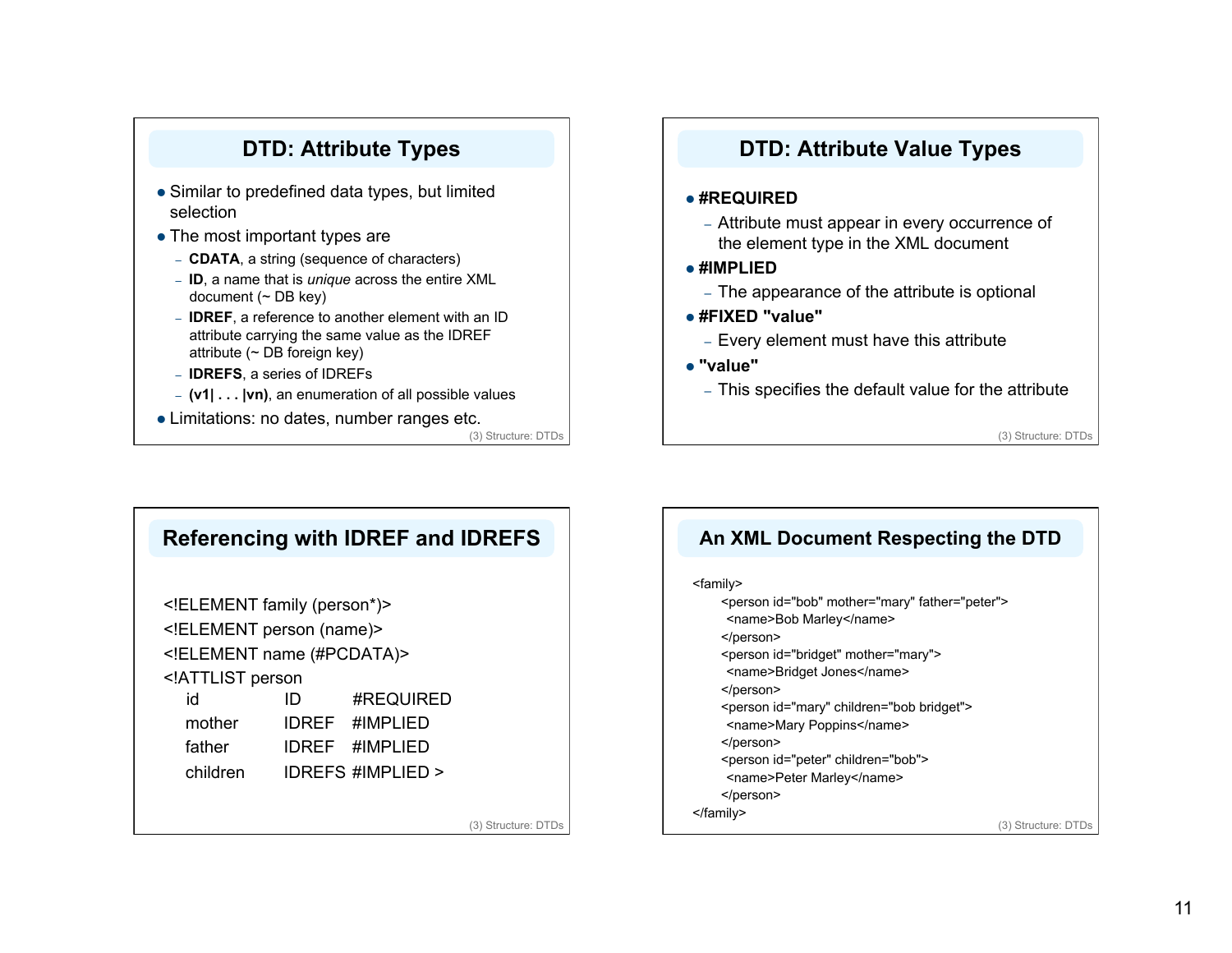## DTD: Attribute Types

- Similar to predefined data types, but limited selection
- The most important types are
  - **CDATA**, a string (sequence of characters)
  - **ID**, a name that is *unique* across the entire XML document (~ DB key)
  - **IDREF**, a reference to another element with an ID attribute carrying the same value as the IDREF attribute (~ DB foreign key)
  - **IDREFS**, a series of IDREFs
  - **(v1| . . . |vn)**, an enumeration of all possible values
- Limitations: no dates, number ranges etc.

## DTD: Attribute Value Types

- **#REQUIRED**
  - Attribute must appear in every occurrence of the element type in the XML document
- **#IMPLIED**
  - The appearance of the attribute is optional
- **#FIXED "value"**
  - Every element must have this attribute
- **"value"**
  - This specifies the default value for the attribute

## Referencing with IDREF and IDREFS

```
<!ELEMENT family (person*)>
<!ELEMENT person (name)>
<!ELEMENT name (#PCDATA)>
<!ATTLIST person
    id          ID       #REQUIRED
    mother      IDREF    #IMPLIED
    father      IDREF    #IMPLIED
    children    IDREFS   #IMPLIED >
```

## An XML Document Respecting the DTD

```
<family>
    <person id="bob" mother="mary" father="peter">
      <name>Bob Marley</name>
    </person>
    <person id="bridget" mother="mary">
      <name>Bridget Jones</name>
    </person>
    <person id="mary" children="bob bridget">
      <name>Mary Poppins</name>
    </person>
    <person id="peter" children="bob">
      <name>Peter Marley</name>
    </person>
</family>
```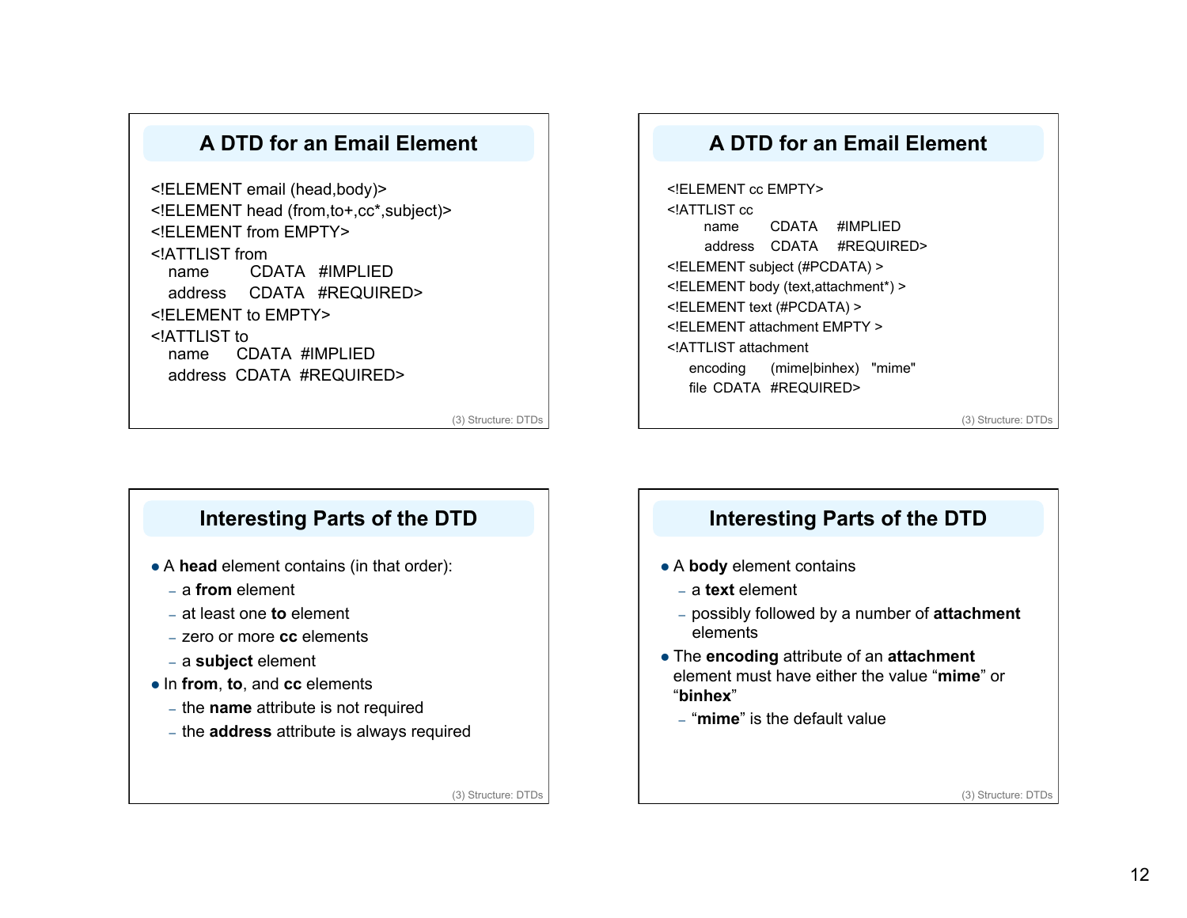## A DTD for an Email Element

```
<!ELEMENT email (head,body)>
<!ELEMENT head (from,to+,cc*,subject)>
<!ELEMENT from EMPTY>
<!ATTLIST from
   name      CDATA   #IMPLIED
   address   CDATA   #REQUIRED>
<!ELEMENT to EMPTY>
<!ATTLIST to
   name      CDATA  #IMPLIED
   address   CDATA  #REQUIRED>
```

## A DTD for an Email Element

```
<!ELEMENT cc EMPTY>
<!ATTLIST cc
      name      CDATA    #IMPLIED
      address   CDATA    #REQUIRED>
<!ELEMENT subject (#PCDATA) >
<!ELEMENT body (text,attachment*) >
<!ELEMENT text (#PCDATA) >
<!ELEMENT attachment EMPTY >
<!ATTLIST attachment
    encoding     (mime|binhex)   "mime"
    file  CDATA   #REQUIRED>
```

## Interesting Parts of the DTD

- A **head** element contains (in that order):
  - a **from** element
  - at least one **to** element
  - zero or more **cc** elements
  - a **subject** element
- In **from**, **to**, and **cc** elements
  - the **name** attribute is not required
  - the **address** attribute is always required

## Interesting Parts of the DTD

- A **body** element contains
  - a **text** element
  - possibly followed by a number of **attachment** elements
- The **encoding** attribute of an **attachment** element must have either the value "**mime**" or "**binhex**"
  - "**mime**" is the default value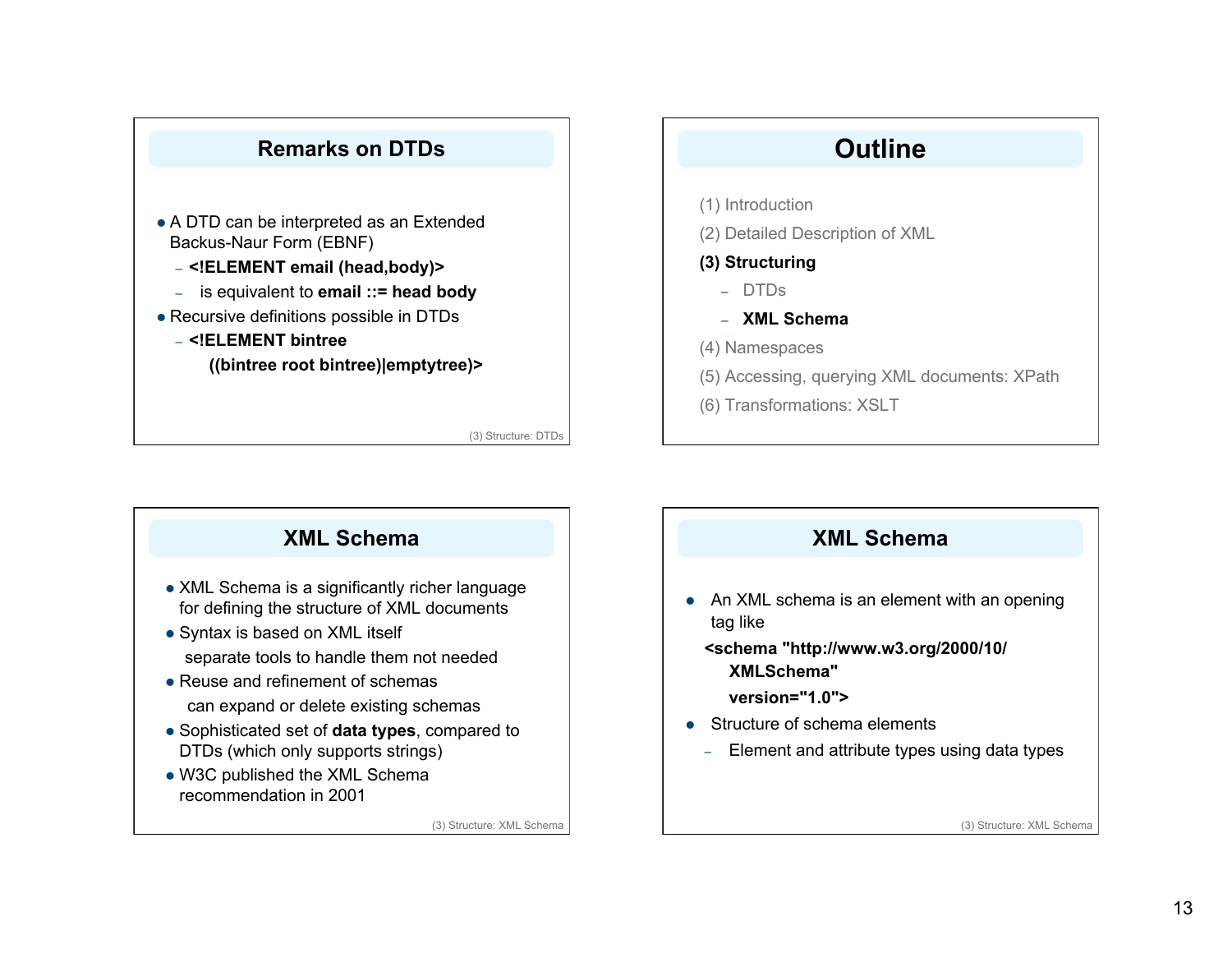## Remarks on DTDs

- A DTD can be interpreted as an Extended Backus-Naur Form (EBNF)
  - **<!ELEMENT email (head,body)>**
  - is equivalent to **email ::= head body**
- Recursive definitions possible in DTDs
  - **<!ELEMENT bintree ((bintree root bintree)|emptytree)>**

## Outline

(1) Introduction

(2) Detailed Description of XML

**(3) Structuring**

- DTDs
- **XML Schema**

(4) Namespaces

(5) Accessing, querying XML documents: XPath

(6) Transformations: XSLT

## XML Schema

- XML Schema is a significantly richer language for defining the structure of XML documents
- Syntax is based on XML itself
  separate tools to handle them not needed
- Reuse and refinement of schemas
  can expand or delete existing schemas
- Sophisticated set of **data types**, compared to DTDs (which only supports strings)
- W3C published the XML Schema recommendation in 2001

## XML Schema

- An XML schema is an element with an opening tag like

  **<schema "http://www.w3.org/2000/10/XMLSchema" version="1.0">**

- Structure of schema elements
  - Element and attribute types using data types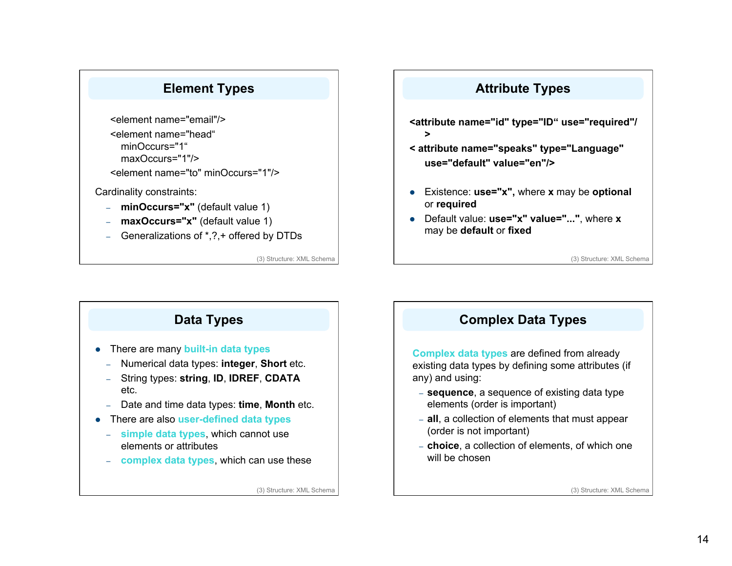## Element Types

```
<element name="email"/>
<element name="head"
   minOccurs="1"
   maxOccurs="1"/>
<element name="to" minOccurs="1"/>
```

Cardinality constraints:

- **minOccurs="x"** (default value 1)
- **maxOccurs="x"** (default value 1)
- Generalizations of *,?,+ offered by DTDs

## Attribute Types

```
<attribute name="id" type="ID" use="required"/>
< attribute name="speaks" type="Language"
    use="default" value="en"/>
```

- Existence: **use="x",** where **x** may be **optional** or **required**
- Default value: **use="x" value="..."**, where **x** may be **default** or **fixed**

## Data Types

- There are many built-in data types
  - Numerical data types: **integer**, **Short** etc.
  - String types: **string**, **ID**, **IDREF**, **CDATA** etc.
  - Date and time data types: **time**, **Month** etc.
- There are also user-defined data types
  - simple data types, which cannot use elements or attributes
  - complex data types, which can use these

## Complex Data Types

Complex data types are defined from already existing data types by defining some attributes (if any) and using:

- **sequence**, a sequence of existing data type elements (order is important)
- **all**, a collection of elements that must appear (order is not important)
- **choice**, a collection of elements, of which one will be chosen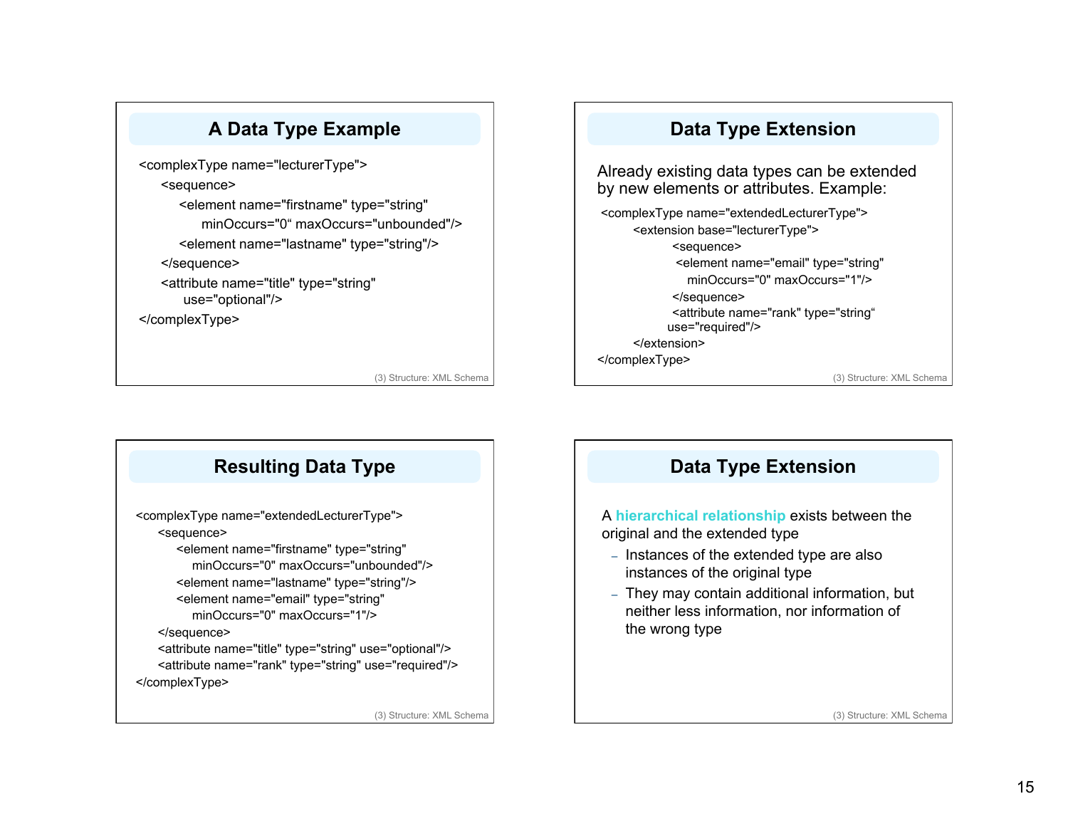## A Data Type Example

```
<complexType name="lecturerType">
    <sequence>
        <element name="firstname" type="string"
            minOccurs="0“ maxOccurs="unbounded"/>
        <element name="lastname" type="string"/>
    </sequence>
    <attribute name="title" type="string"
        use="optional"/>
</complexType>
```

## Data Type Extension

Already existing data types can be extended by new elements or attributes. Example:

```
<complexType name="extendedLecturerType">
    <extension base="lecturerType">
        <sequence>
        <element name="email" type="string"
            minOccurs="0" maxOccurs="1"/>
        </sequence>
        <attribute name="rank" type="string“
        use="required"/>
    </extension>
</complexType>
```

## Resulting Data Type

```
<complexType name="extendedLecturerType">
    <sequence>
        <element name="firstname" type="string"
            minOccurs="0" maxOccurs="unbounded"/>
        <element name="lastname" type="string"/>
        <element name="email" type="string"
            minOccurs="0" maxOccurs="1"/>
    </sequence>
    <attribute name="title" type="string" use="optional"/>
    <attribute name="rank" type="string" use="required"/>
</complexType>
```

## Data Type Extension

A **hierarchical relationship** exists between the original and the extended type

- Instances of the extended type are also instances of the original type
- They may contain additional information, but neither less information, nor information of the wrong type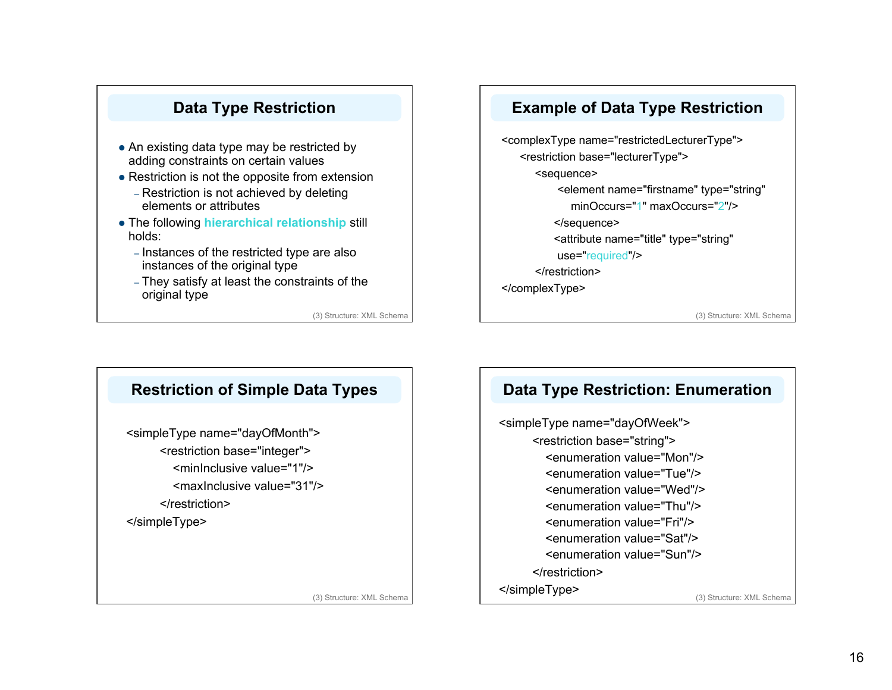## Data Type Restriction

- An existing data type may be restricted by adding constraints on certain values
- Restriction is not the opposite from extension
  - Restriction is not achieved by deleting elements or attributes
- The following **hierarchical relationship** still holds:
  - Instances of the restricted type are also instances of the original type
  - They satisfy at least the constraints of the original type

## Example of Data Type Restriction

```
<complexType name="restrictedLecturerType">
    <restriction base="lecturerType">
        <sequence>
            <element name="firstname" type="string"
                minOccurs="1" maxOccurs="2"/>
        </sequence>
        <attribute name="title" type="string"
            use="required"/>
    </restriction>
</complexType>
```

## Restriction of Simple Data Types

```
<simpleType name="dayOfMonth">
    <restriction base="integer">
        <minInclusive value="1"/>
        <maxInclusive value="31"/>
    </restriction>
</simpleType>
```

## Data Type Restriction: Enumeration

```
<simpleType name="dayOfWeek">
    <restriction base="string">
        <enumeration value="Mon"/>
        <enumeration value="Tue"/>
        <enumeration value="Wed"/>
        <enumeration value="Thu"/>
        <enumeration value="Fri"/>
        <enumeration value="Sat"/>
        <enumeration value="Sun"/>
    </restriction>
</simpleType>
```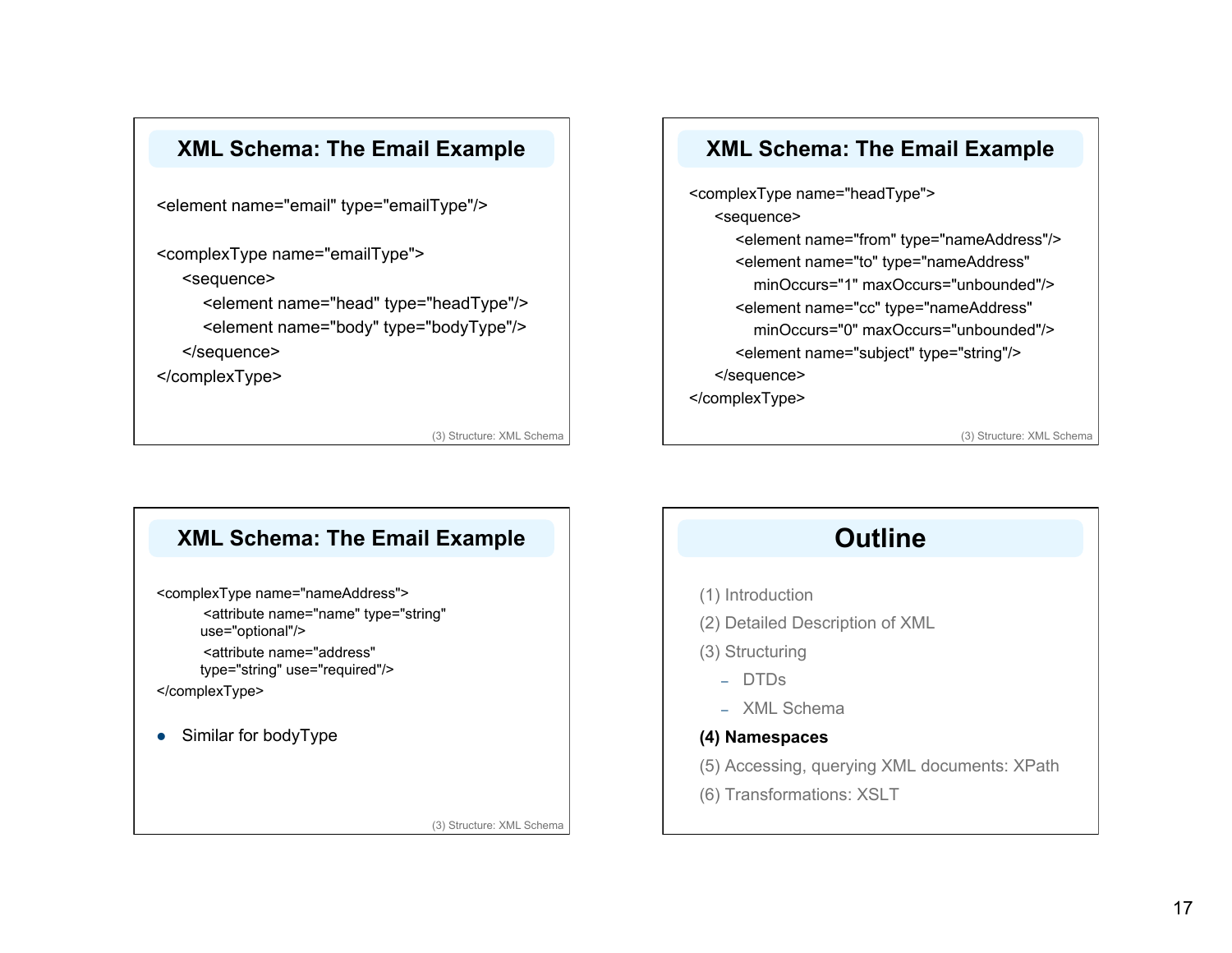## XML Schema: The Email Example

```
<element name="email" type="emailType"/>

<complexType name="emailType">
    <sequence>
        <element name="head" type="headType"/>
        <element name="body" type="bodyType"/>
    </sequence>
</complexType>
```

## XML Schema: The Email Example

```
<complexType name="headType">
    <sequence>
        <element name="from" type="nameAddress"/>
        <element name="to" type="nameAddress"
            minOccurs="1" maxOccurs="unbounded"/>
        <element name="cc" type="nameAddress"
            minOccurs="0" maxOccurs="unbounded"/>
        <element name="subject" type="string"/>
    </sequence>
</complexType>
```

## XML Schema: The Email Example

```
<complexType name="nameAddress">
        <attribute name="name" type="string"
        use="optional"/>
        <attribute name="address"
        type="string" use="required"/>
</complexType>
```

- Similar for bodyType

## Outline

(1) Introduction

(2) Detailed Description of XML

(3) Structuring

- DTDs
- XML Schema

**(4) Namespaces**

(5) Accessing, querying XML documents: XPath

(6) Transformations: XSLT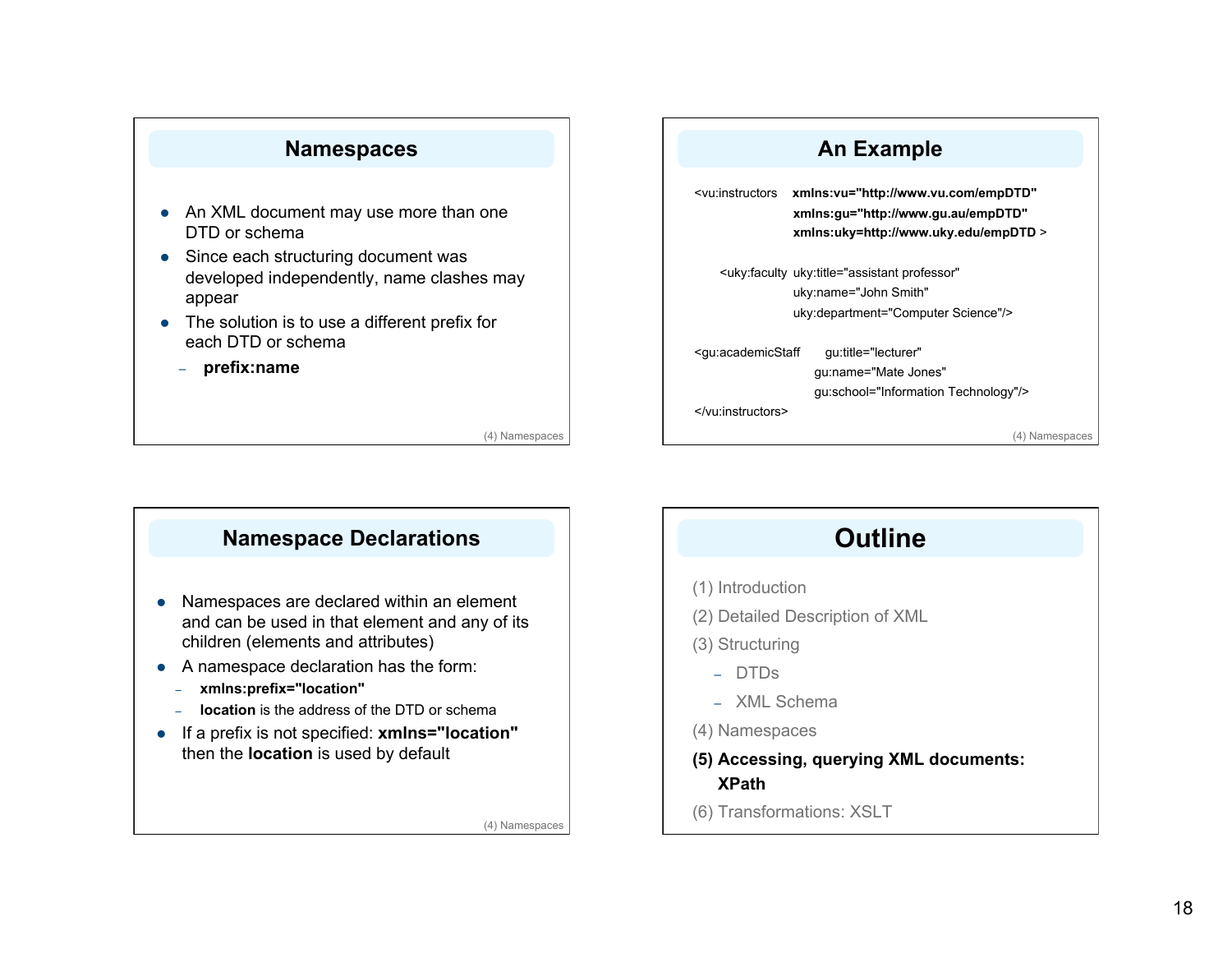## Namespaces

- An XML document may use more than one DTD or schema
- Since each structuring document was developed independently, name clashes may appear
- The solution is to use a different prefix for each DTD or schema
  - **prefix:name**

(4) Namespaces

## An Example

```
<vu:instructors    xmlns:vu="http://www.vu.com/empDTD"
                   xmlns:gu="http://www.gu.au/empDTD"
                   xmlns:uky=http://www.uky.edu/empDTD >

    <uky:faculty  uky:title="assistant professor"
                  uky:name="John Smith"
                  uky:department="Computer Science"/>

<gu:academicStaff     gu:title="lecturer"
                    gu:name="Mate Jones"
                    gu:school="Information Technology"/>
</vu:instructors>
```

(4) Namespaces

## Namespace Declarations

- Namespaces are declared within an element and can be used in that element and any of its children (elements and attributes)
- A namespace declaration has the form:
  - **xmlns:prefix="location"**
  - **location** is the address of the DTD or schema
- If a prefix is not specified: **xmlns="location"** then the **location** is used by default

(4) Namespaces

## Outline

(1) Introduction
(2) Detailed Description of XML
(3) Structuring
  - DTDs
  - XML Schema

(4) Namespaces
**(5) Accessing, querying XML documents: XPath**
(6) Transformations: XSLT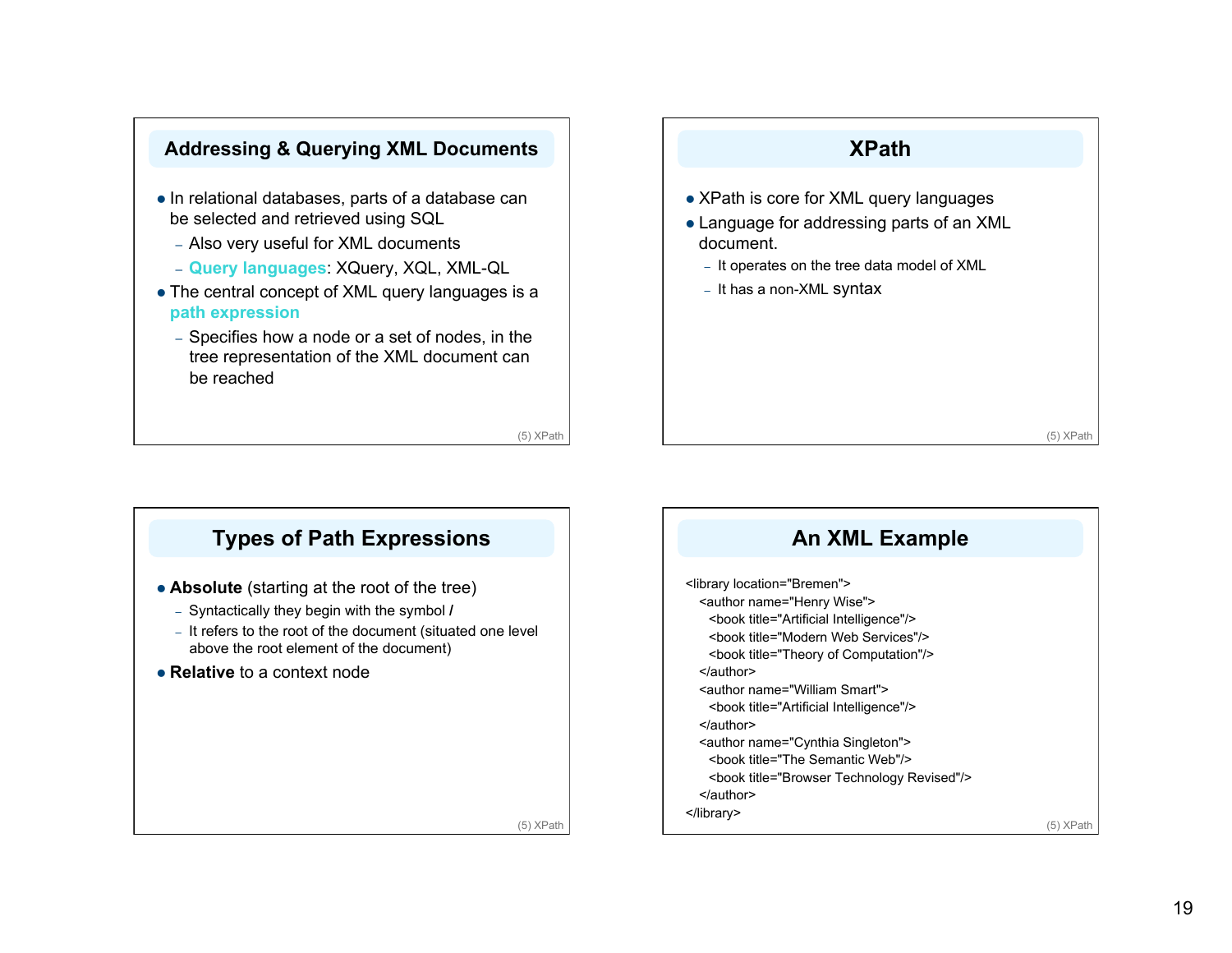## Addressing & Querying XML Documents

- In relational databases, parts of a database can be selected and retrieved using SQL
  - Also very useful for XML documents
  - **Query languages**: XQuery, XQL, XML-QL
- The central concept of XML query languages is a **path expression**
  - Specifies how a node or a set of nodes, in the tree representation of the XML document can be reached

## XPath

- XPath is core for XML query languages
- Language for addressing parts of an XML document.
  - It operates on the tree data model of XML
  - It has a non-XML syntax

## Types of Path Expressions

- **Absolute** (starting at the root of the tree)
  - Syntactically they begin with the symbol **/**
  - It refers to the root of the document (situated one level above the root element of the document)
- **Relative** to a context node

## An XML Example

```
<library location="Bremen">
  <author name="Henry Wise">
    <book title="Artificial Intelligence"/>
    <book title="Modern Web Services"/>
    <book title="Theory of Computation"/>
  </author>
  <author name="William Smart">
    <book title="Artificial Intelligence"/>
  </author>
  <author name="Cynthia Singleton">
    <book title="The Semantic Web"/>
    <book title="Browser Technology Revised"/>
  </author>
</library>
```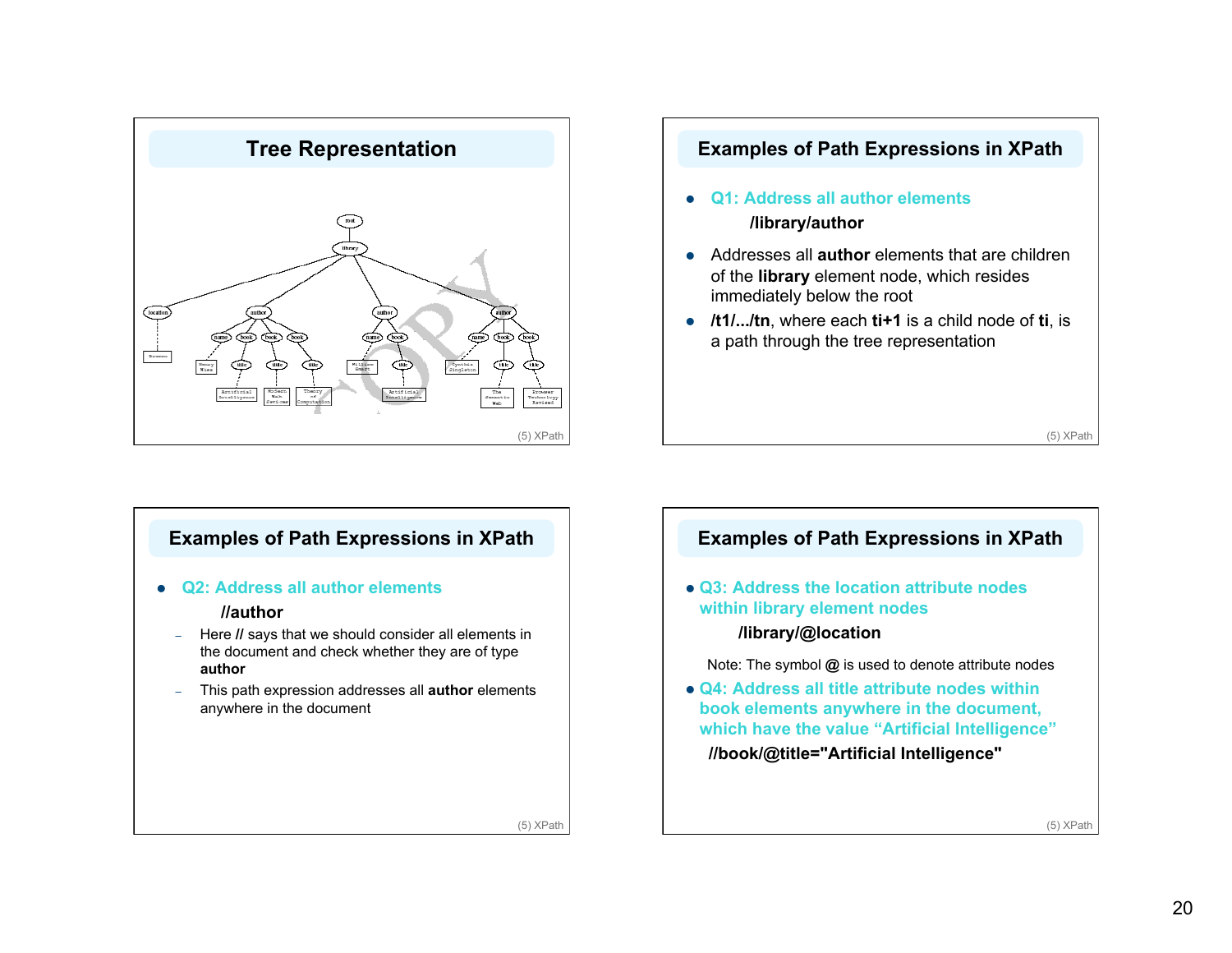## Tree Representation

## Examples of Path Expressions in XPath

- **Q1: Address all author elements**

  **/library/author**

- Addresses all **author** elements that are children of the **library** element node, which resides immediately below the root
- **/t1/.../tn**, where each **ti+1** is a child node of **ti**, is a path through the tree representation

## Examples of Path Expressions in XPath

- **Q2: Address all author elements**

  **//author**

  - Here **//** says that we should consider all elements in the document and check whether they are of type **author**
  - This path expression addresses all **author** elements anywhere in the document

## Examples of Path Expressions in XPath

- **Q3: Address the location attribute nodes within library element nodes**

  **/library/@location**

  Note: The symbol **@** is used to denote attribute nodes

- **Q4: Address all title attribute nodes within book elements anywhere in the document, which have the value "Artificial Intelligence"**

  **//book/@title="Artificial Intelligence"**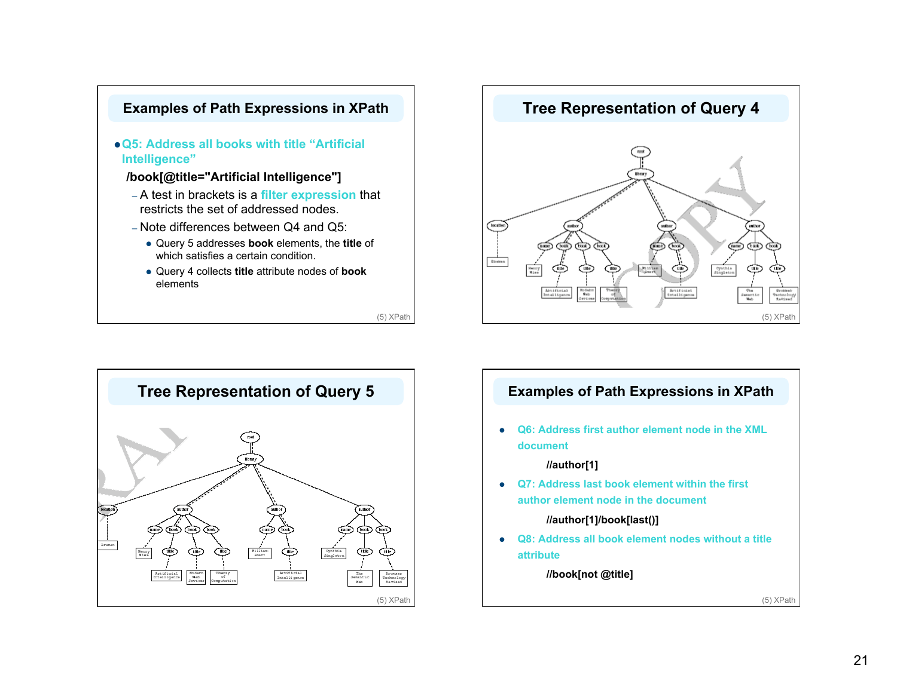## Examples of Path Expressions in XPath

- **Q5: Address all books with title "Artificial Intelligence"**

  **/book[@title="Artificial Intelligence"]**

  – A test in brackets is a **filter expression** that restricts the set of addressed nodes.

  – Note differences between Q4 and Q5:

    - Query 5 addresses **book** elements, the **title** of which satisfies a certain condition.
    - Query 4 collects **title** attribute nodes of **book** elements

## Tree Representation of Query 4

## Tree Representation of Query 5

## Examples of Path Expressions in XPath

- **Q6: Address first author element node in the XML document**

  **//author[1]**

- **Q7: Address last book element within the first author element node in the document**

  **//author[1]/book[last()]**

- **Q8: Address all book element nodes without a title attribute**

  **//book[not @title]**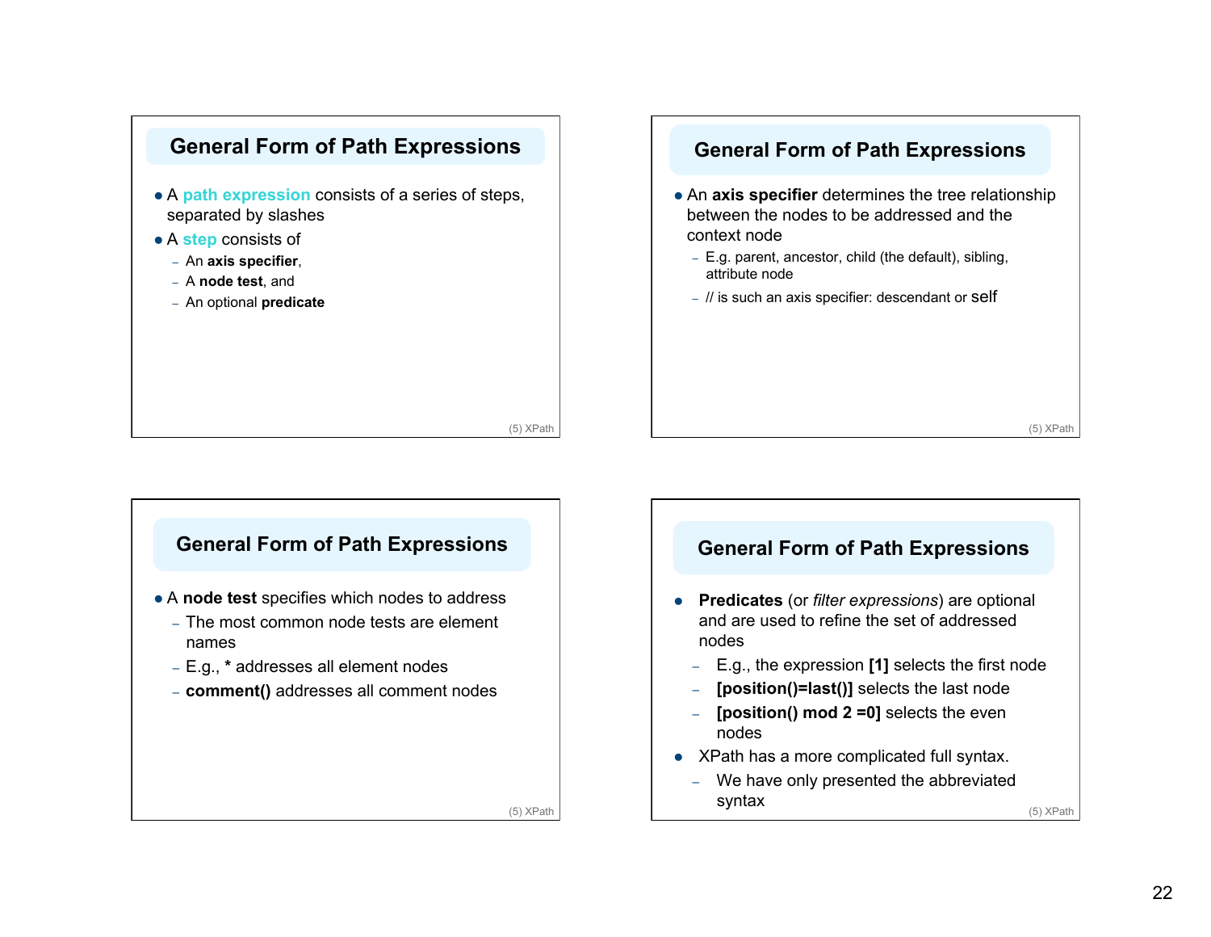## General Form of Path Expressions

- A **path expression** consists of a series of steps, separated by slashes
- A **step** consists of
  - An **axis specifier**,
  - A **node test**, and
  - An optional **predicate**

## General Form of Path Expressions

- An **axis specifier** determines the tree relationship between the nodes to be addressed and the context node
  - E.g. parent, ancestor, child (the default), sibling, attribute node
  - // is such an axis specifier: descendant or self

## General Form of Path Expressions

- A **node test** specifies which nodes to address
  - The most common node tests are element names
  - E.g., **\*** addresses all element nodes
  - **comment()** addresses all comment nodes

## General Form of Path Expressions

- **Predicates** (or *filter expressions*) are optional and are used to refine the set of addressed nodes
  - E.g., the expression **[1]** selects the first node
  - **[position()=last()]** selects the last node
  - **[position() mod 2 =0]** selects the even nodes
- XPath has a more complicated full syntax.
  - We have only presented the abbreviated syntax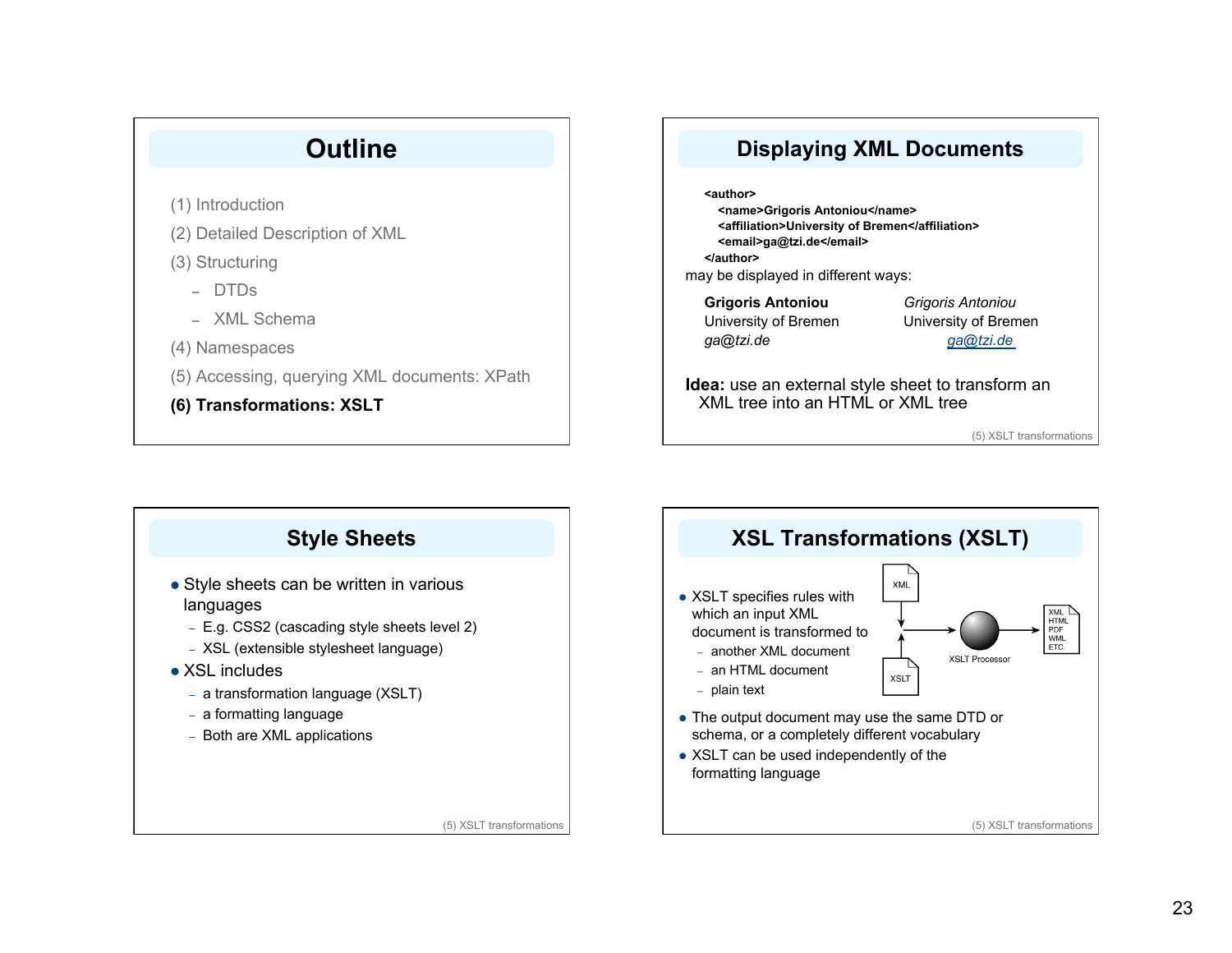## Outline

(1) Introduction

(2) Detailed Description of XML

(3) Structuring

- DTDs
- XML Schema

(4) Namespaces

(5) Accessing, querying XML documents: XPath

**(6) Transformations: XSLT**

## Displaying XML Documents

```
<author>
  <name>Grigoris Antoniou</name>
  <affiliation>University of Bremen</affiliation>
  <email>ga@tzi.de</email>
</author>
```

may be displayed in different ways:

**Grigoris Antoniou**
University of Bremen
*ga@tzi.de*

*Grigoris Antoniou*
University of Bremen
*ga@tzi.de*

**Idea:** use an external style sheet to transform an XML tree into an HTML or XML tree

## Style Sheets

- Style sheets can be written in various languages
  - E.g. CSS2 (cascading style sheets level 2)
  - XSL (extensible stylesheet language)
- XSL includes
  - a transformation language (XSLT)
  - a formatting language
  - Both are XML applications

## XSL Transformations (XSLT)

- XSLT specifies rules with which an input XML document is transformed to
  - another XML document
  - an HTML document
  - plain text

XML, XSLT → XSLT Processor → XML, HTML, PDF, WML, ETC.

- The output document may use the same DTD or schema, or a completely different vocabulary
- XSLT can be used independently of the formatting language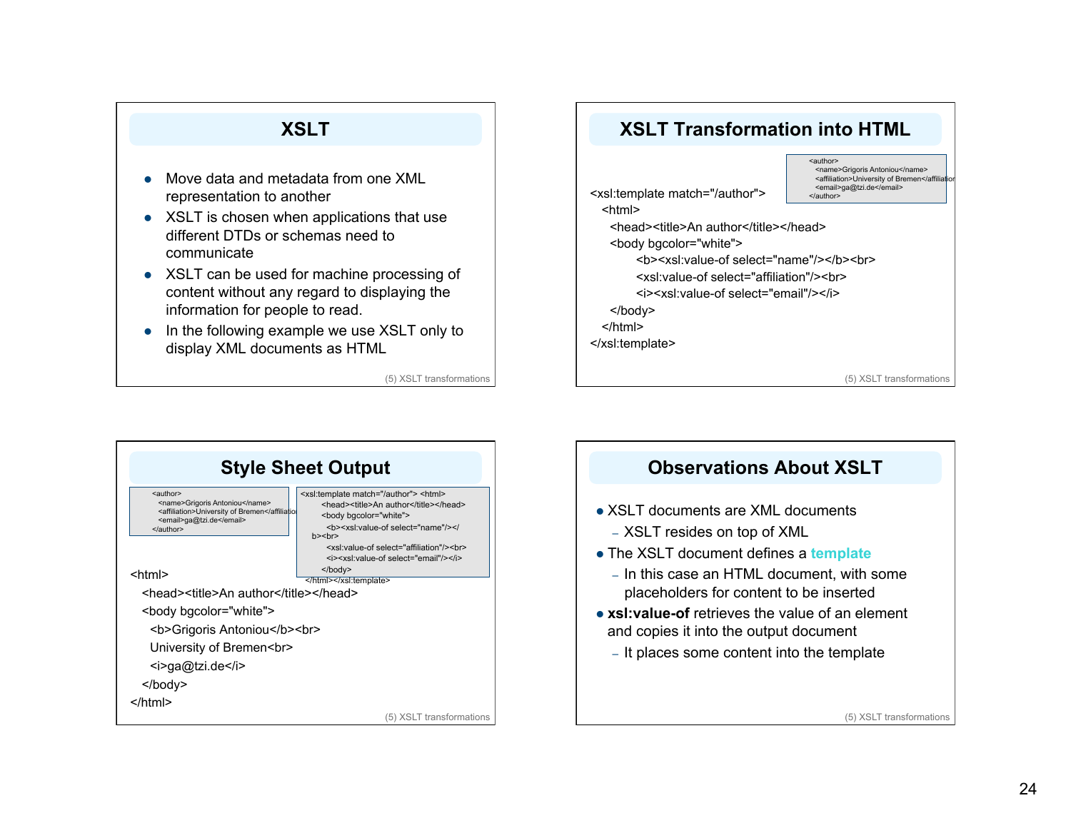## XSLT

- Move data and metadata from one XML representation to another
- XSLT is chosen when applications that use different DTDs or schemas need to communicate
- XSLT can be used for machine processing of content without any regard to displaying the information for people to read.
- In the following example we use XSLT only to display XML documents as HTML

(5) XSLT transformations

## XSLT Transformation into HTML

```
<author>
  <name>Grigoris Antoniou</name>
  <affiliation>University of Bremen</affiliation>
  <email>ga@tzi.de</email>
</author>
```

```
<xsl:template match="/author">
  <html>
    <head><title>An author</title></head>
    <body bgcolor="white">
        <b><xsl:value-of select="name"/></b><br>
        <xsl:value-of select="affiliation"/><br>
        <i><xsl:value-of select="email"/></i>
    </body>
  </html>
</xsl:template>
```

(5) XSLT transformations

## Style Sheet Output

```
<author>
  <name>Grigoris Antoniou</name>
  <affiliation>University of Bremen</affiliation>
  <email>ga@tzi.de</email>
</author>
```

```
<xsl:template match="/author"> <html>
    <head><title>An author</title></head>
    <body bgcolor="white">
      <b><xsl:value-of select="name"/></
  b><br>
      <xsl:value-of select="affiliation"/><br>
      <i><xsl:value-of select="email"/></i>
    </body>
  </html></xsl:template>
```

```
<html>
  <head><title>An author</title></head>
  <body bgcolor="white">
    <b>Grigoris Antoniou</b><br>
    University of Bremen<br>
    <i>ga@tzi.de</i>
  </body>
</html>
```

(5) XSLT transformations

## Observations About XSLT

- XSLT documents are XML documents
  - XSLT resides on top of XML
- The XSLT document defines a **template**
  - In this case an HTML document, with some placeholders for content to be inserted
- **xsl:value-of** retrieves the value of an element and copies it into the output document
  - It places some content into the template

(5) XSLT transformations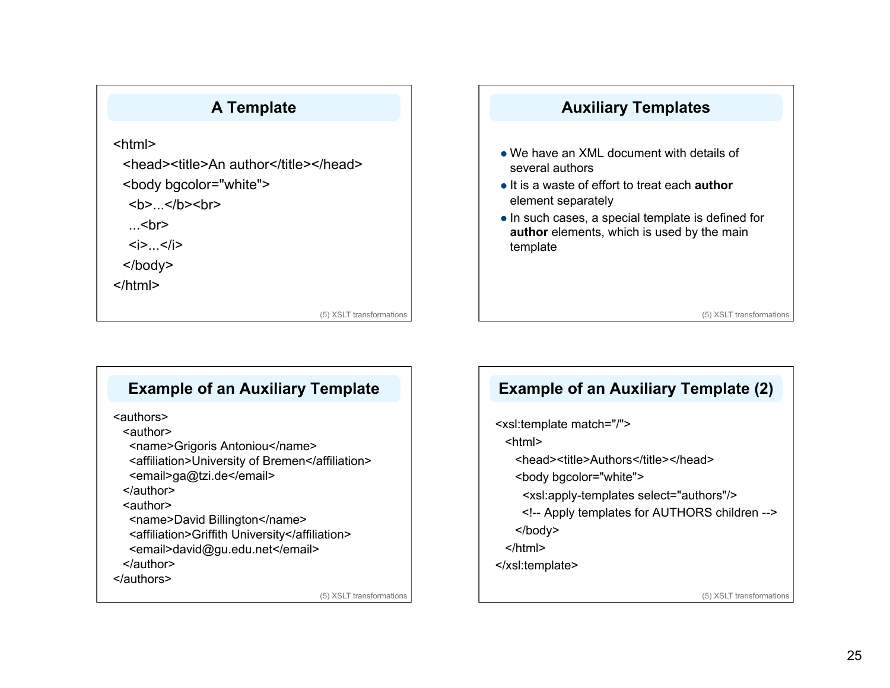## A Template

```
<html>
  <head><title>An author</title></head>
  <body bgcolor="white">
    <b>...</b><br>
    ...<br>
    <i>...</i>
  </body>
</html>
```

## Auxiliary Templates

- We have an XML document with details of several authors
- It is a waste of effort to treat each **author** element separately
- In such cases, a special template is defined for **author** elements, which is used by the main template

## Example of an Auxiliary Template

```
<authors>
  <author>
    <name>Grigoris Antoniou</name>
    <affiliation>University of Bremen</affiliation>
    <email>ga@tzi.de</email>
  </author>
  <author>
    <name>David Billington</name>
    <affiliation>Griffith University</affiliation>
    <email>david@gu.edu.net</email>
  </author>
</authors>
```

## Example of an Auxiliary Template (2)

```
<xsl:template match="/">
  <html>
    <head><title>Authors</title></head>
    <body bgcolor="white">
      <xsl:apply-templates select="authors"/>
      <!-- Apply templates for AUTHORS children -->
    </body>
  </html>
</xsl:template>
```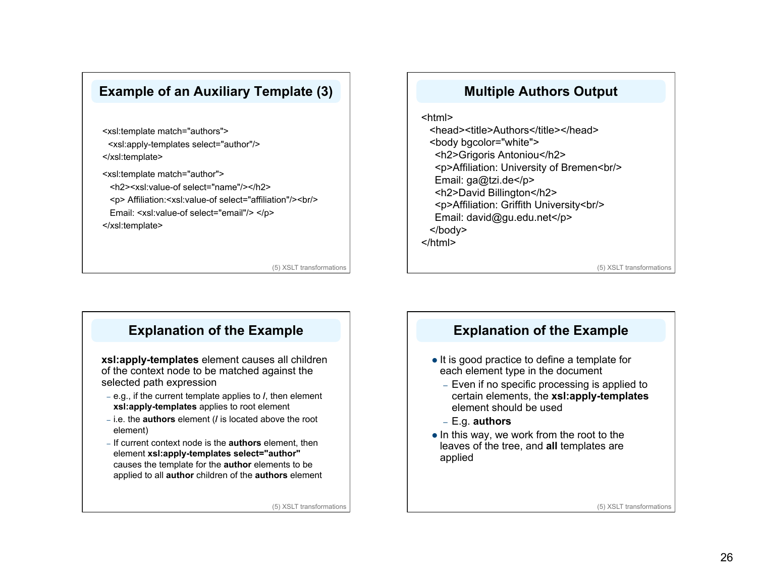## Example of an Auxiliary Template (3)

```
<xsl:template match="authors">
  <xsl:apply-templates select="author"/>
</xsl:template>
<xsl:template match="author">
  <h2><xsl:value-of select="name"/></h2>
  <p> Affiliation:<xsl:value-of select="affiliation"/><br/>
  Email: <xsl:value-of select="email"/> </p>
</xsl:template>
```

## Multiple Authors Output

```
<html>
  <head><title>Authors</title></head>
  <body bgcolor="white">
    <h2>Grigoris Antoniou</h2>
    <p>Affiliation: University of Bremen<br/>
    Email: ga@tzi.de</p>
    <h2>David Billington</h2>
    <p>Affiliation: Griffith University<br/>
    Email: david@gu.edu.net</p>
  </body>
</html>
```

## Explanation of the Example

**xsl:apply-templates** element causes all children of the context node to be matched against the selected path expression

- e.g., if the current template applies to **/**, then element **xsl:apply-templates** applies to root element
- i.e. the **authors** element (**/** is located above the root element)
- If current context node is the **authors** element, then element **xsl:apply-templates select="author"** causes the template for the **author** elements to be applied to all **author** children of the **authors** element

## Explanation of the Example

- It is good practice to define a template for each element type in the document
  - Even if no specific processing is applied to certain elements, the **xsl:apply-templates** element should be used
  - E.g. **authors**
- In this way, we work from the root to the leaves of the tree, and **all** templates are applied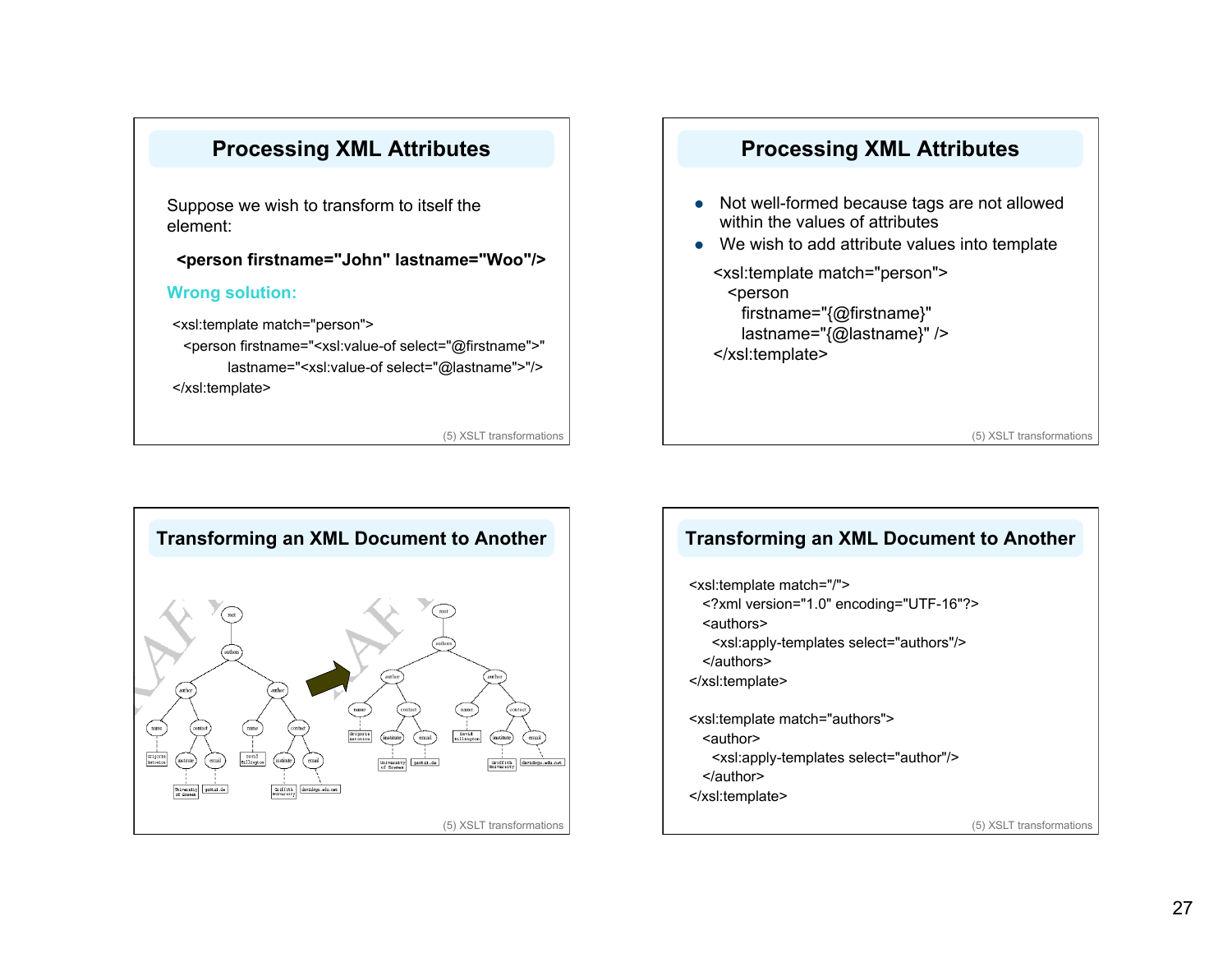## Processing XML Attributes

Suppose we wish to transform to itself the element:

**<person firstname="John" lastname="Woo"/>**

**Wrong solution:**

```
<xsl:template match="person">
  <person firstname="<xsl:value-of select="@firstname">"
          lastname="<xsl:value-of select="@lastname">"/>
</xsl:template>
```

## Processing XML Attributes

- Not well-formed because tags are not allowed within the values of attributes
- We wish to add attribute values into template

```
<xsl:template match="person">
  <person
    firstname="{@firstname}"
    lastname="{@lastname}" />
</xsl:template>
```

## Transforming an XML Document to Another

## Transforming an XML Document to Another

```
<xsl:template match="/">
  <?xml version="1.0" encoding="UTF-16"?>
  <authors>
    <xsl:apply-templates select="authors"/>
  </authors>
</xsl:template>

<xsl:template match="authors">
  <author>
    <xsl:apply-templates select="author"/>
  </author>
</xsl:template>
```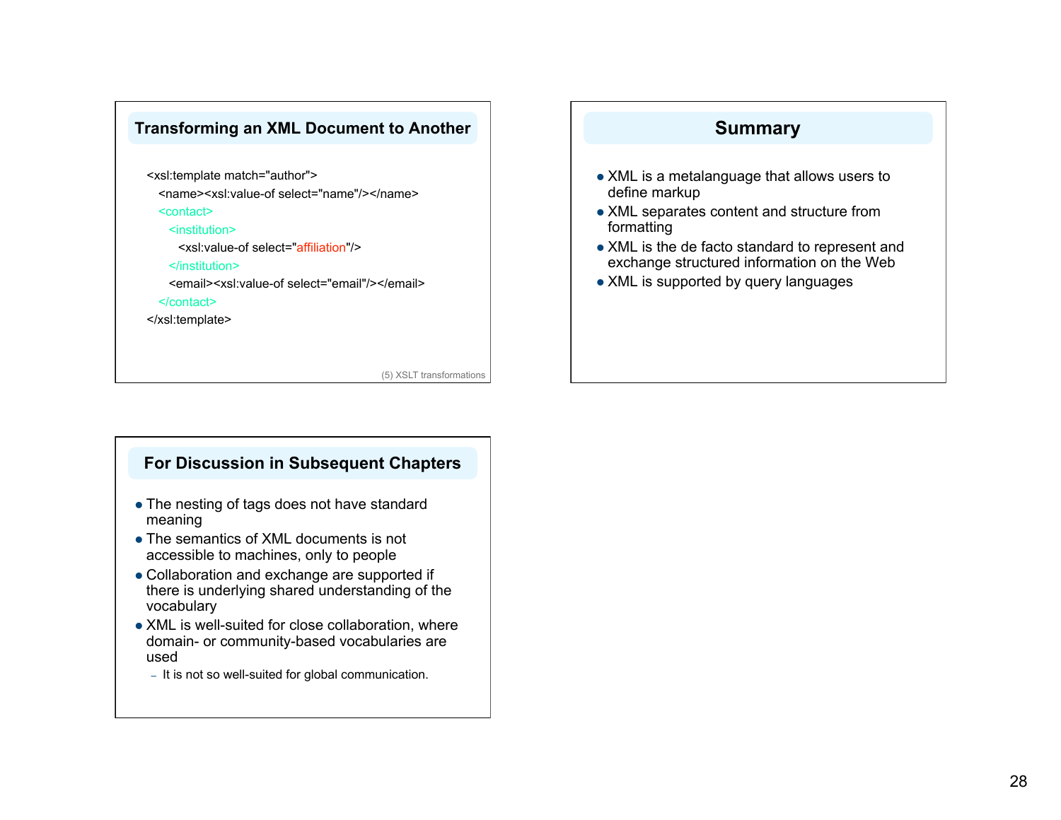## Transforming an XML Document to Another

```
<xsl:template match="author">
  <name><xsl:value-of select="name"/></name>
  <contact>
    <institution>
      <xsl:value-of select="affiliation"/>
    </institution>
    <email><xsl:value-of select="email"/></email>
  </contact>
</xsl:template>
```

(5) XSLT transformations

## For Discussion in Subsequent Chapters

- The nesting of tags does not have standard meaning
- The semantics of XML documents is not accessible to machines, only to people
- Collaboration and exchange are supported if there is underlying shared understanding of the vocabulary
- XML is well-suited for close collaboration, where domain- or community-based vocabularies are used
  - It is not so well-suited for global communication.

## Summary

- XML is a metalanguage that allows users to define markup
- XML separates content and structure from formatting
- XML is the de facto standard to represent and exchange structured information on the Web
- XML is supported by query languages